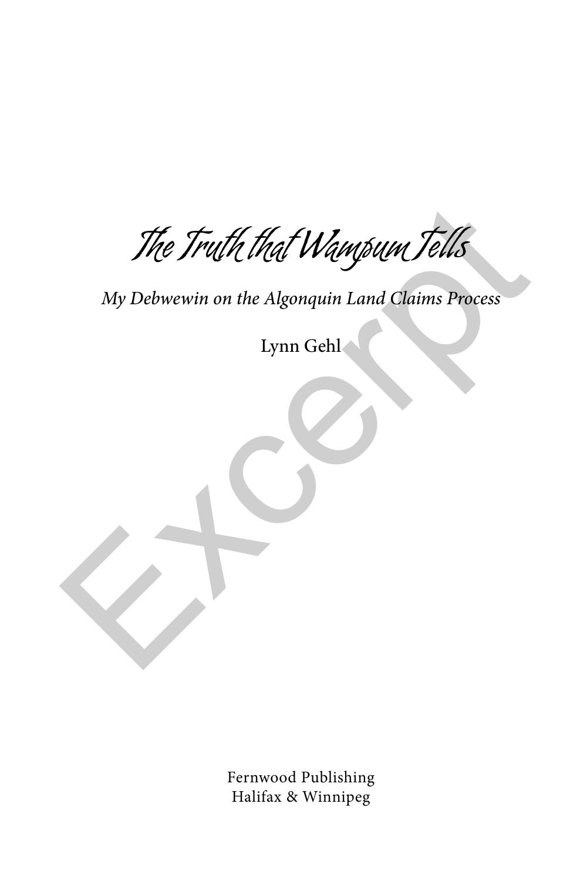# The Truth that Wampum Tells

*My Debwewin on the Algonquin Land Claims Process*

Lynn Gehl

Fernwood Publishing
Halifax & Winnipeg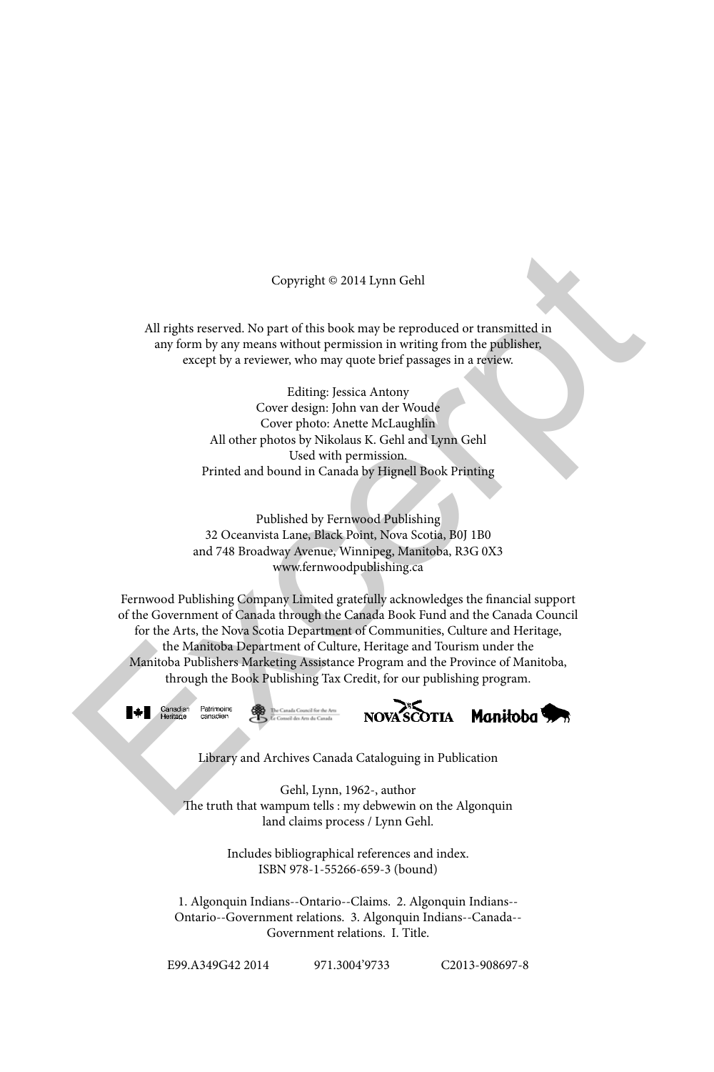Copyright © 2014 Lynn Gehl

All rights reserved. No part of this book may be reproduced or transmitted in any form by any means without permission in writing from the publisher, except by a reviewer, who may quote brief passages in a review.

Editing: Jessica Antony
Cover design: John van der Woude
Cover photo: Anette McLaughlin
All other photos by Nikolaus K. Gehl and Lynn Gehl
Used with permission.
Printed and bound in Canada by Hignell Book Printing

Published by Fernwood Publishing
32 Oceanvista Lane, Black Point, Nova Scotia, B0J 1B0
and 748 Broadway Avenue, Winnipeg, Manitoba, R3G 0X3
www.fernwoodpublishing.ca

Fernwood Publishing Company Limited gratefully acknowledges the financial support of the Government of Canada through the Canada Book Fund and the Canada Council for the Arts, the Nova Scotia Department of Communities, Culture and Heritage, the Manitoba Department of Culture, Heritage and Tourism under the Manitoba Publishers Marketing Assistance Program and the Province of Manitoba, through the Book Publishing Tax Credit, for our publishing program.

Library and Archives Canada Cataloguing in Publication

Gehl, Lynn, 1962-, author
The truth that wampum tells : my debwewin on the Algonquin land claims process / Lynn Gehl.

Includes bibliographical references and index.
ISBN 978-1-55266-659-3 (bound)

1. Algonquin Indians--Ontario--Claims. 2. Algonquin Indians--Ontario--Government relations. 3. Algonquin Indians--Canada--Government relations. I. Title.

E99.A349G42 2014 971.3004'9733 C2013-908697-8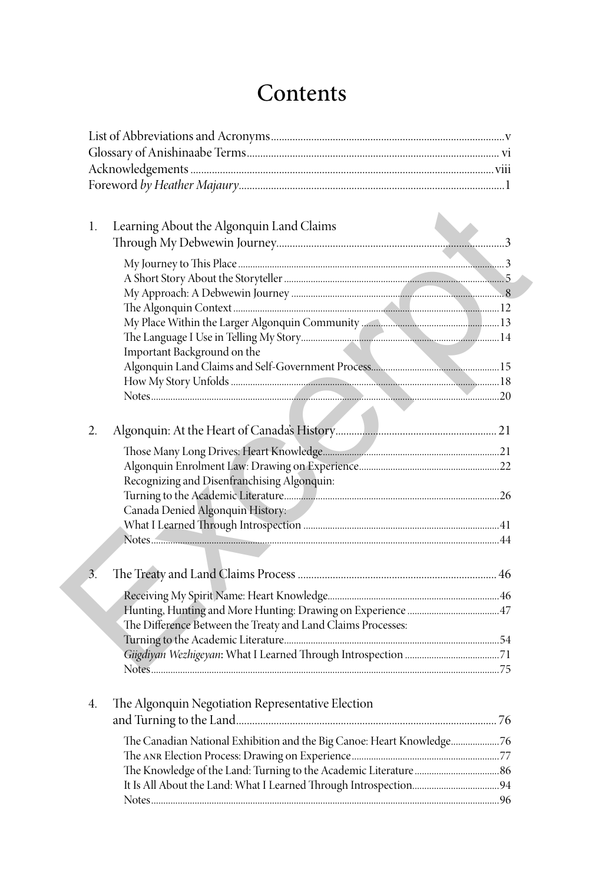# Contents

List of Abbreviations and Acronyms .......... v
Glossary of Anishinaabe Terms .......... vi
Acknowledgements .......... viii
Foreword *by Heather Majaury* .......... 1

1. Learning About the Algonquin Land Claims Through My Debwewin Journey .......... 3
   - My Journey to This Place .......... 3
   - A Short Story About the Storyteller .......... 5
   - My Approach: A Debwewin Journey .......... 8
   - The Algonquin Context .......... 12
   - My Place Within the Larger Algonquin Community .......... 13
   - The Language I Use in Telling My Story .......... 14
   - Important Background on the Algonquin Land Claims and Self-Government Process .......... 15
   - How My Story Unfolds .......... 18
   - Notes .......... 20

2. Algonquin: At the Heart of Canada's History .......... 21
   - Those Many Long Drives: Heart Knowledge .......... 21
   - Algonquin Enrolment Law: Drawing on Experience .......... 22
   - Recognizing and Disenfranchising Algonquin: Turning to the Academic Literature .......... 26
   - Canada Denied Algonquin History: What I Learned Through Introspection .......... 41
   - Notes .......... 44

3. The Treaty and Land Claims Process .......... 46
   - Receiving My Spirit Name: Heart Knowledge .......... 46
   - Hunting, Hunting and More Hunting: Drawing on Experience .......... 47
   - The Difference Between the Treaty and Land Claims Processes: Turning to the Academic Literature .......... 54
   - *Giigdiyan Wezhigeyan*: What I Learned Through Introspection .......... 71
   - Notes .......... 75

4. The Algonquin Negotiation Representative Election and Turning to the Land .......... 76
   - The Canadian National Exhibition and the Big Canoe: Heart Knowledge .......... 76
   - The ANR Election Process: Drawing on Experience .......... 77
   - The Knowledge of the Land: Turning to the Academic Literature .......... 86
   - It Is All About the Land: What I Learned Through Introspection .......... 94
   - Notes .......... 96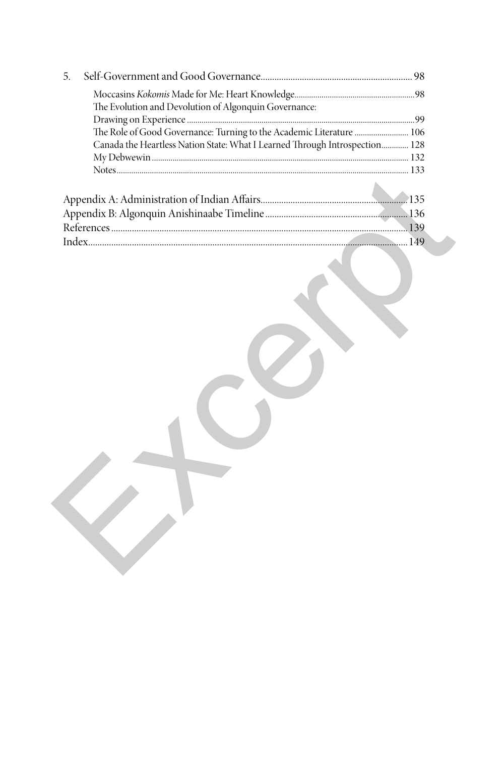5. Self-Government and Good Governance ... 98

   Moccasins *Kokomis* Made for Me: Heart Knowledge ... 98
   The Evolution and Devolution of Algonquin Governance: Drawing on Experience ... 99
   The Role of Good Governance: Turning to the Academic Literature ... 106
   Canada the Heartless Nation State: What I Learned Through Introspection ... 128
   My Debwewin ... 132
   Notes ... 133

Appendix A: Administration of Indian Affairs ... 135
Appendix B: Algonquin Anishinaabe Timeline ... 136
References ... 139
Index ... 149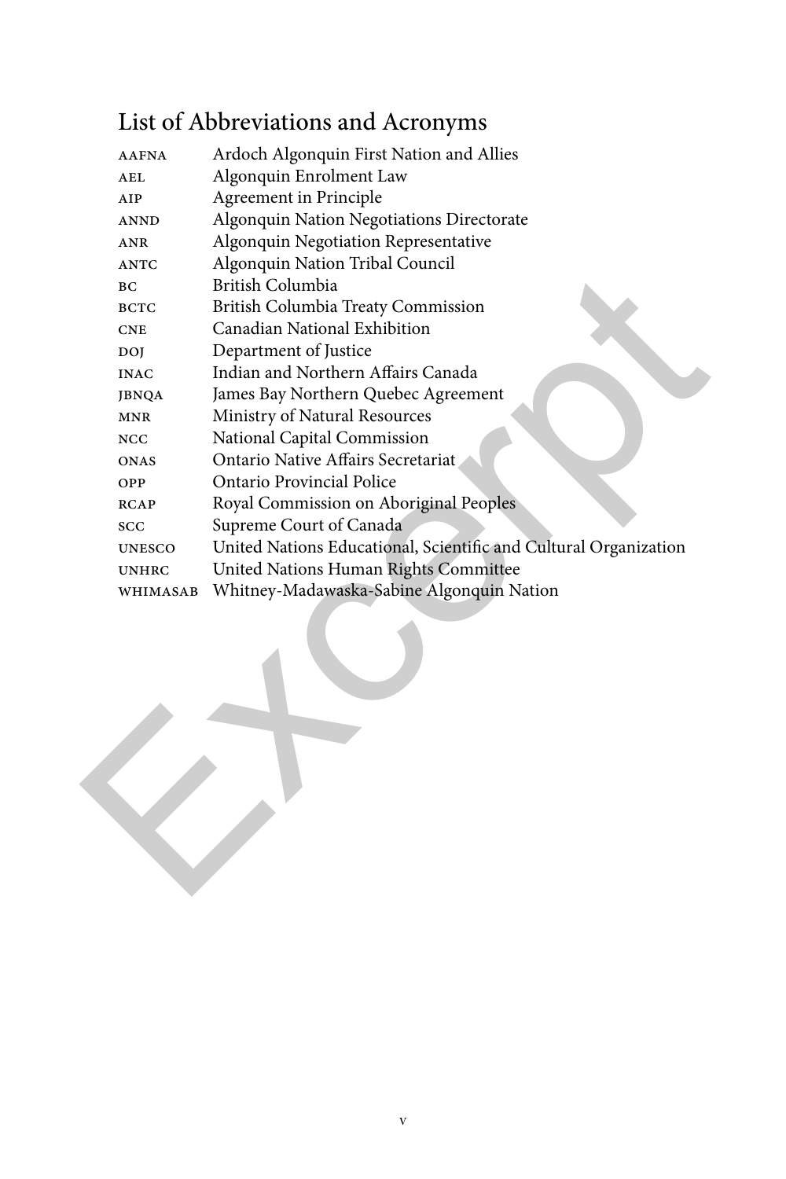# List of Abbreviations and Acronyms

| | |
|---|---|
| AAFNA | Ardoch Algonquin First Nation and Allies |
| AEL | Algonquin Enrolment Law |
| AIP | Agreement in Principle |
| ANND | Algonquin Nation Negotiations Directorate |
| ANR | Algonquin Negotiation Representative |
| ANTC | Algonquin Nation Tribal Council |
| BC | British Columbia |
| BCTC | British Columbia Treaty Commission |
| CNE | Canadian National Exhibition |
| DOJ | Department of Justice |
| INAC | Indian and Northern Affairs Canada |
| JBNQA | James Bay Northern Quebec Agreement |
| MNR | Ministry of Natural Resources |
| NCC | National Capital Commission |
| ONAS | Ontario Native Affairs Secretariat |
| OPP | Ontario Provincial Police |
| RCAP | Royal Commission on Aboriginal Peoples |
| SCC | Supreme Court of Canada |
| UNESCO | United Nations Educational, Scientific and Cultural Organization |
| UNHRC | United Nations Human Rights Committee |
| WHIMASAB | Whitney-Madawaska-Sabine Algonquin Nation |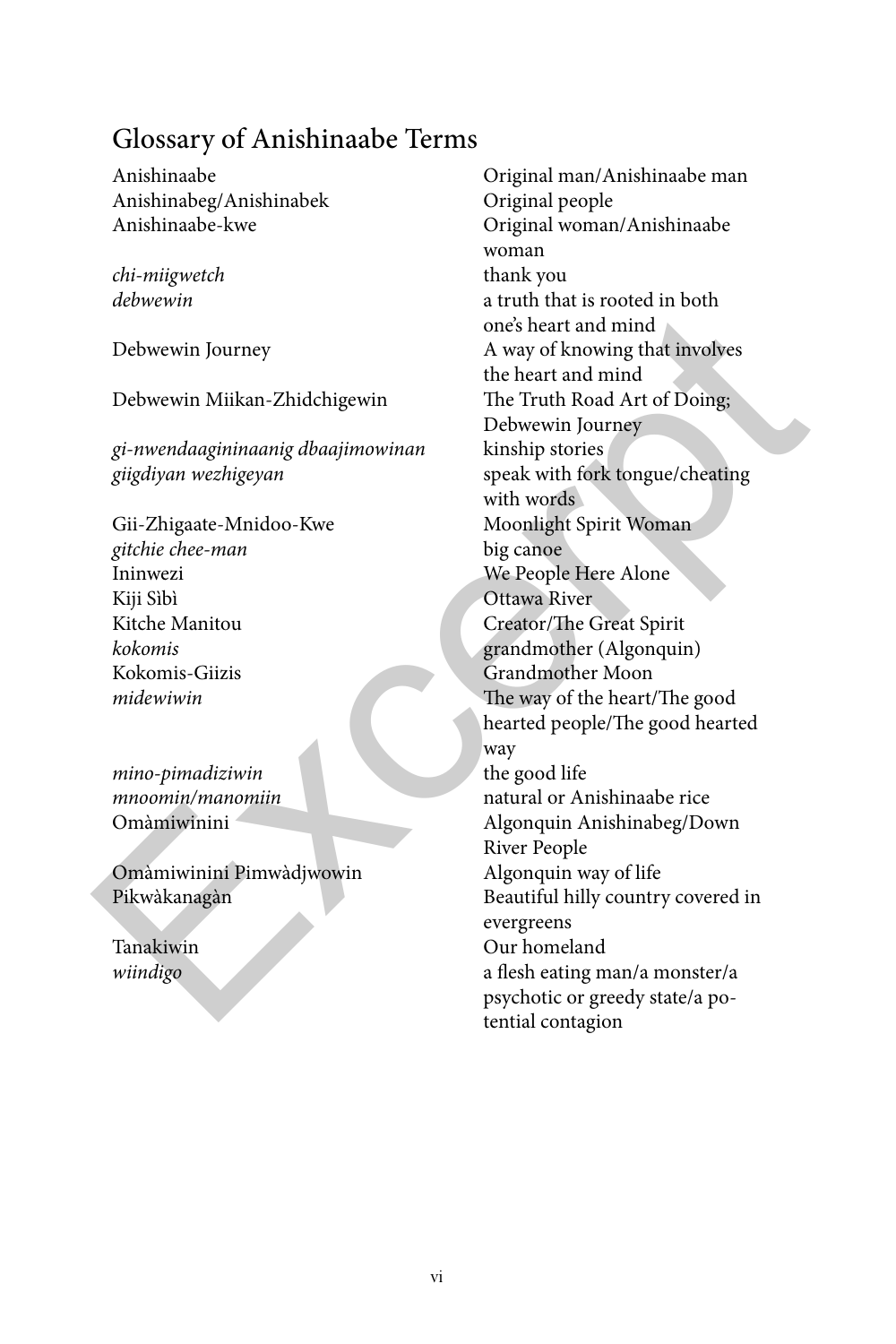# Glossary of Anishinaabe Terms

| Term | Meaning |
|---|---|
| Anishinaabe | Original man/Anishinaabe man |
| Anishinabeg/Anishinabek | Original people |
| Anishinaabe-kwe | Original woman/Anishinaabe woman |
| *chi-miigwetch* | thank you |
| *debwewin* | a truth that is rooted in both one's heart and mind |
| Debwewin Journey | A way of knowing that involves the heart and mind |
| Debwewin Miikan-Zhidchigewin | The Truth Road Art of Doing; Debwewin Journey |
| *gi-nwendaagininaanig dbaajimowinan* | kinship stories |
| *giigdiyan wezhigeyan* | speak with fork tongue/cheating with words |
| Gii-Zhigaate-Mnidoo-Kwe | Moonlight Spirit Woman |
| *gitchie chee-man* | big canoe |
| Ininwezi | We People Here Alone |
| Kiji Sìbì | Ottawa River |
| Kitche Manitou | Creator/The Great Spirit |
| *kokomis* | grandmother (Algonquin) |
| Kokomis-Giizis | Grandmother Moon |
| *midewiwin* | The way of the heart/The good hearted people/The good hearted way |
| *mino-pimadiziwin* | the good life |
| *mnoomin/manomiin* | natural or Anishinaabe rice |
| Omàmiwinini | Algonquin Anishinabeg/Down River People |
| Omàmiwinini Pimwàdjwowin | Algonquin way of life |
| Pikwàkanagàn | Beautiful hilly country covered in evergreens |
| Tanakiwin | Our homeland |
| *wiindigo* | a flesh eating man/a monster/a psychotic or greedy state/a potential contagion |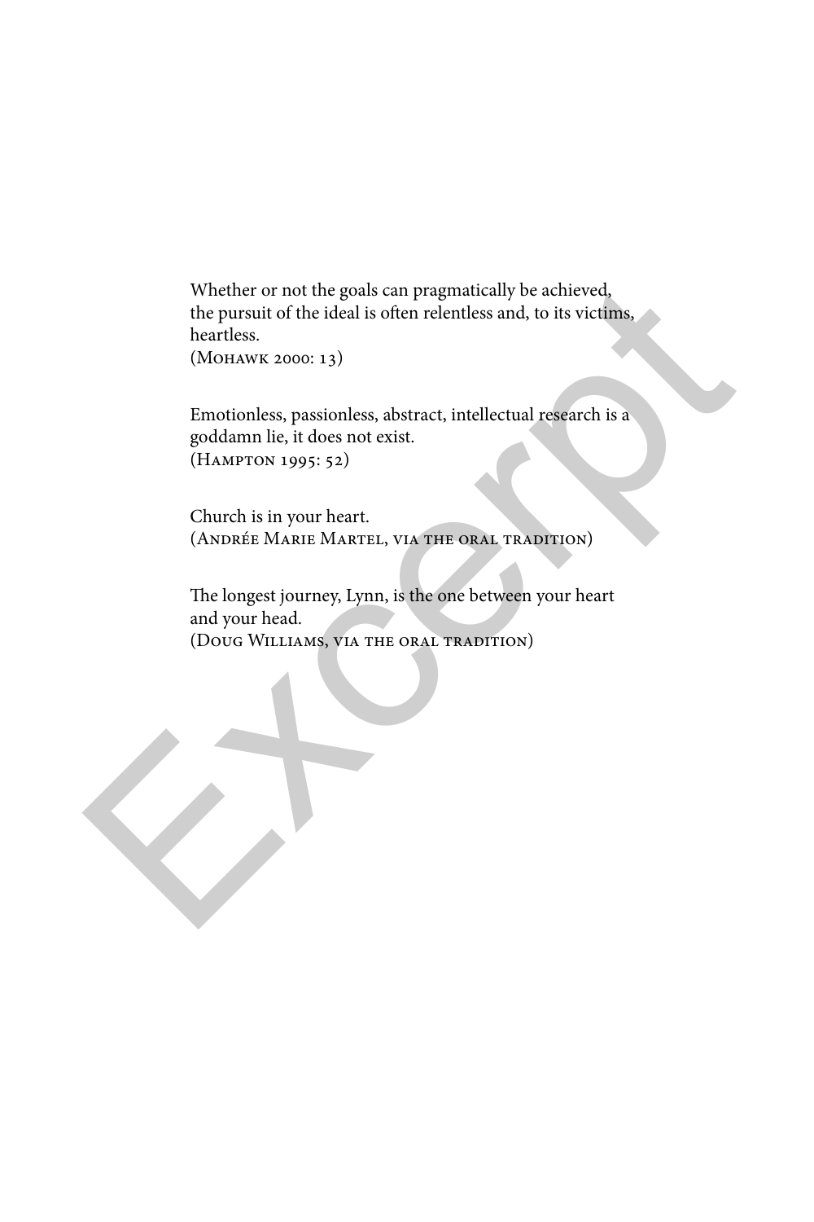Whether or not the goals can pragmatically be achieved, the pursuit of the ideal is often relentless and, to its victims, heartless.
(Mohawk 2000: 13)

Emotionless, passionless, abstract, intellectual research is a goddamn lie, it does not exist.
(Hampton 1995: 52)

Church is in your heart.
(Andrée Marie Martel, via the oral tradition)

The longest journey, Lynn, is the one between your heart and your head.
(Doug Williams, via the oral tradition)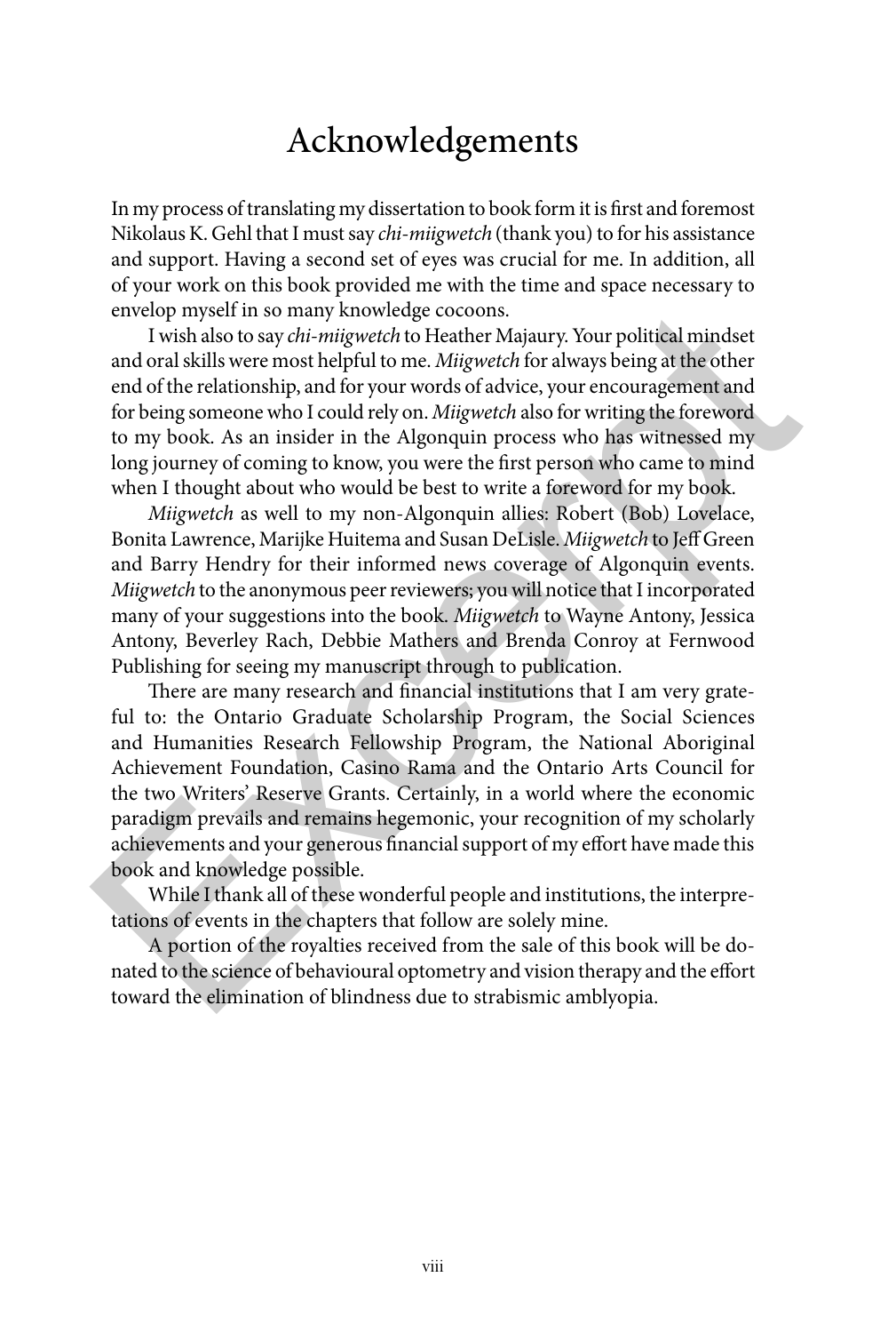# Acknowledgements

In my process of translating my dissertation to book form it is first and foremost Nikolaus K. Gehl that I must say *chi-miigwetch* (thank you) to for his assistance and support. Having a second set of eyes was crucial for me. In addition, all of your work on this book provided me with the time and space necessary to envelop myself in so many knowledge cocoons.

I wish also to say *chi-miigwetch* to Heather Majaury. Your political mindset and oral skills were most helpful to me. *Miigwetch* for always being at the other end of the relationship, and for your words of advice, your encouragement and for being someone who I could rely on. *Miigwetch* also for writing the foreword to my book. As an insider in the Algonquin process who has witnessed my long journey of coming to know, you were the first person who came to mind when I thought about who would be best to write a foreword for my book.

*Miigwetch* as well to my non-Algonquin allies: Robert (Bob) Lovelace, Bonita Lawrence, Marijke Huitema and Susan DeLisle. *Miigwetch* to Jeff Green and Barry Hendry for their informed news coverage of Algonquin events. *Miigwetch* to the anonymous peer reviewers; you will notice that I incorporated many of your suggestions into the book. *Miigwetch* to Wayne Antony, Jessica Antony, Beverley Rach, Debbie Mathers and Brenda Conroy at Fernwood Publishing for seeing my manuscript through to publication.

There are many research and financial institutions that I am very grateful to: the Ontario Graduate Scholarship Program, the Social Sciences and Humanities Research Fellowship Program, the National Aboriginal Achievement Foundation, Casino Rama and the Ontario Arts Council for the two Writers' Reserve Grants. Certainly, in a world where the economic paradigm prevails and remains hegemonic, your recognition of my scholarly achievements and your generous financial support of my effort have made this book and knowledge possible.

While I thank all of these wonderful people and institutions, the interpretations of events in the chapters that follow are solely mine.

A portion of the royalties received from the sale of this book will be donated to the science of behavioural optometry and vision therapy and the effort toward the elimination of blindness due to strabismic amblyopia.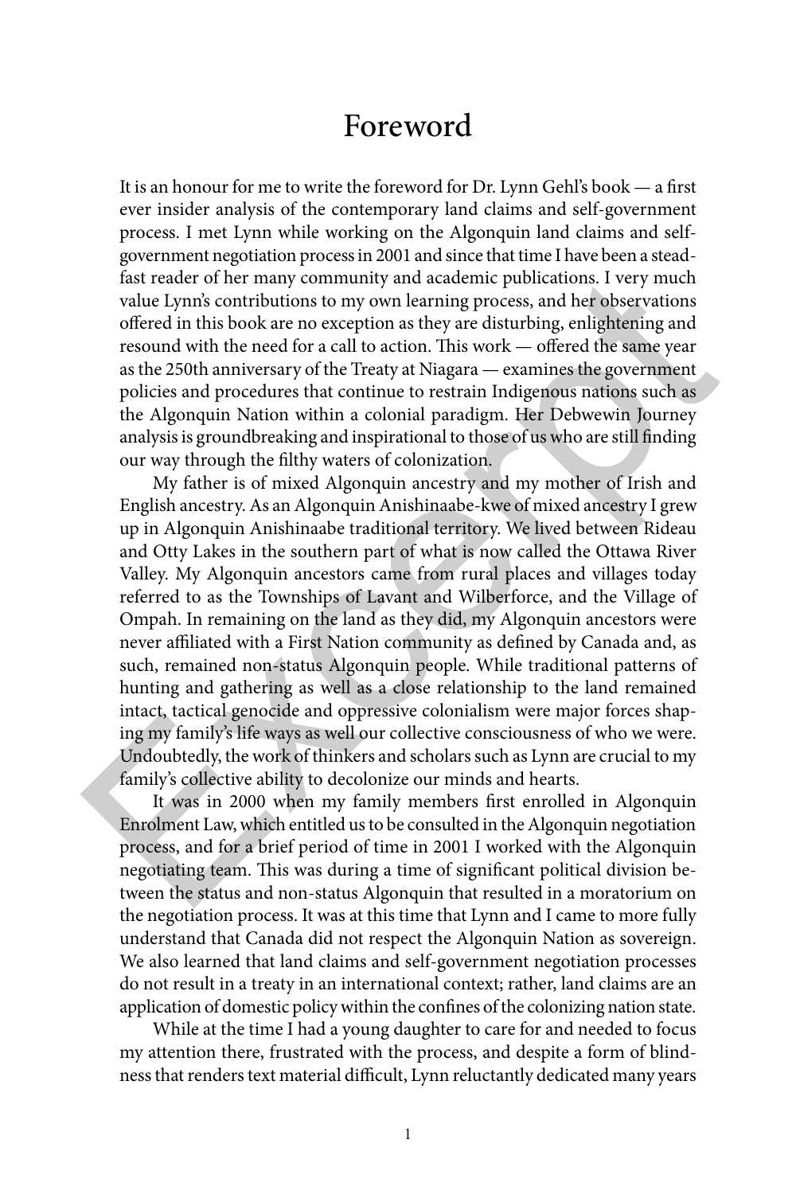# Foreword

It is an honour for me to write the foreword for Dr. Lynn Gehl's book — a first ever insider analysis of the contemporary land claims and self-government process. I met Lynn while working on the Algonquin land claims and self-government negotiation process in 2001 and since that time I have been a steadfast reader of her many community and academic publications. I very much value Lynn's contributions to my own learning process, and her observations offered in this book are no exception as they are disturbing, enlightening and resound with the need for a call to action. This work — offered the same year as the 250th anniversary of the Treaty at Niagara — examines the government policies and procedures that continue to restrain Indigenous nations such as the Algonquin Nation within a colonial paradigm. Her Debwewin Journey analysis is groundbreaking and inspirational to those of us who are still finding our way through the filthy waters of colonization.

My father is of mixed Algonquin ancestry and my mother of Irish and English ancestry. As an Algonquin Anishinaabe-kwe of mixed ancestry I grew up in Algonquin Anishinaabe traditional territory. We lived between Rideau and Otty Lakes in the southern part of what is now called the Ottawa River Valley. My Algonquin ancestors came from rural places and villages today referred to as the Townships of Lavant and Wilberforce, and the Village of Ompah. In remaining on the land as they did, my Algonquin ancestors were never affiliated with a First Nation community as defined by Canada and, as such, remained non-status Algonquin people. While traditional patterns of hunting and gathering as well as a close relationship to the land remained intact, tactical genocide and oppressive colonialism were major forces shaping my family's life ways as well our collective consciousness of who we were. Undoubtedly, the work of thinkers and scholars such as Lynn are crucial to my family's collective ability to decolonize our minds and hearts.

It was in 2000 when my family members first enrolled in Algonquin Enrolment Law, which entitled us to be consulted in the Algonquin negotiation process, and for a brief period of time in 2001 I worked with the Algonquin negotiating team. This was during a time of significant political division between the status and non-status Algonquin that resulted in a moratorium on the negotiation process. It was at this time that Lynn and I came to more fully understand that Canada did not respect the Algonquin Nation as sovereign. We also learned that land claims and self-government negotiation processes do not result in a treaty in an international context; rather, land claims are an application of domestic policy within the confines of the colonizing nation state.

While at the time I had a young daughter to care for and needed to focus my attention there, frustrated with the process, and despite a form of blindness that renders text material difficult, Lynn reluctantly dedicated many years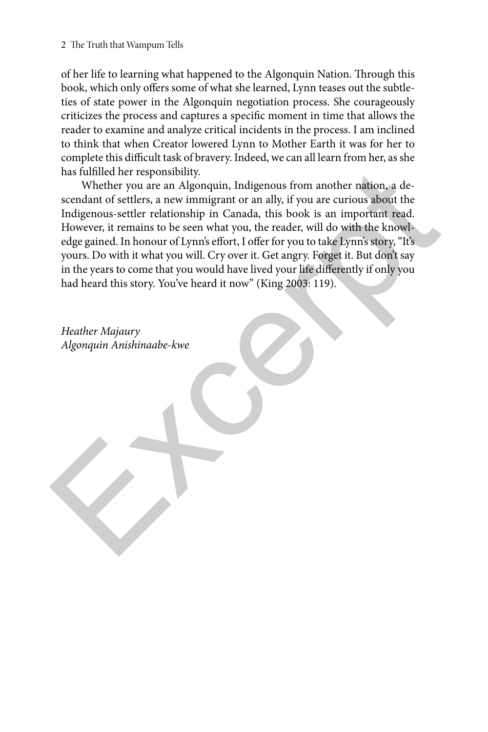of her life to learning what happened to the Algonquin Nation. Through this book, which only offers some of what she learned, Lynn teases out the subtleties of state power in the Algonquin negotiation process. She courageously criticizes the process and captures a specific moment in time that allows the reader to examine and analyze critical incidents in the process. I am inclined to think that when Creator lowered Lynn to Mother Earth it was for her to complete this difficult task of bravery. Indeed, we can all learn from her, as she has fulfilled her responsibility.

Whether you are an Algonquin, Indigenous from another nation, a descendant of settlers, a new immigrant or an ally, if you are curious about the Indigenous-settler relationship in Canada, this book is an important read. However, it remains to be seen what you, the reader, will do with the knowledge gained. In honour of Lynn's effort, I offer for you to take Lynn's story, "It's yours. Do with it what you will. Cry over it. Get angry. Forget it. But don't say in the years to come that you would have lived your life differently if only you had heard this story. You've heard it now" (King 2003: 119).

*Heather Majaury*
*Algonquin Anishinaabe-kwe*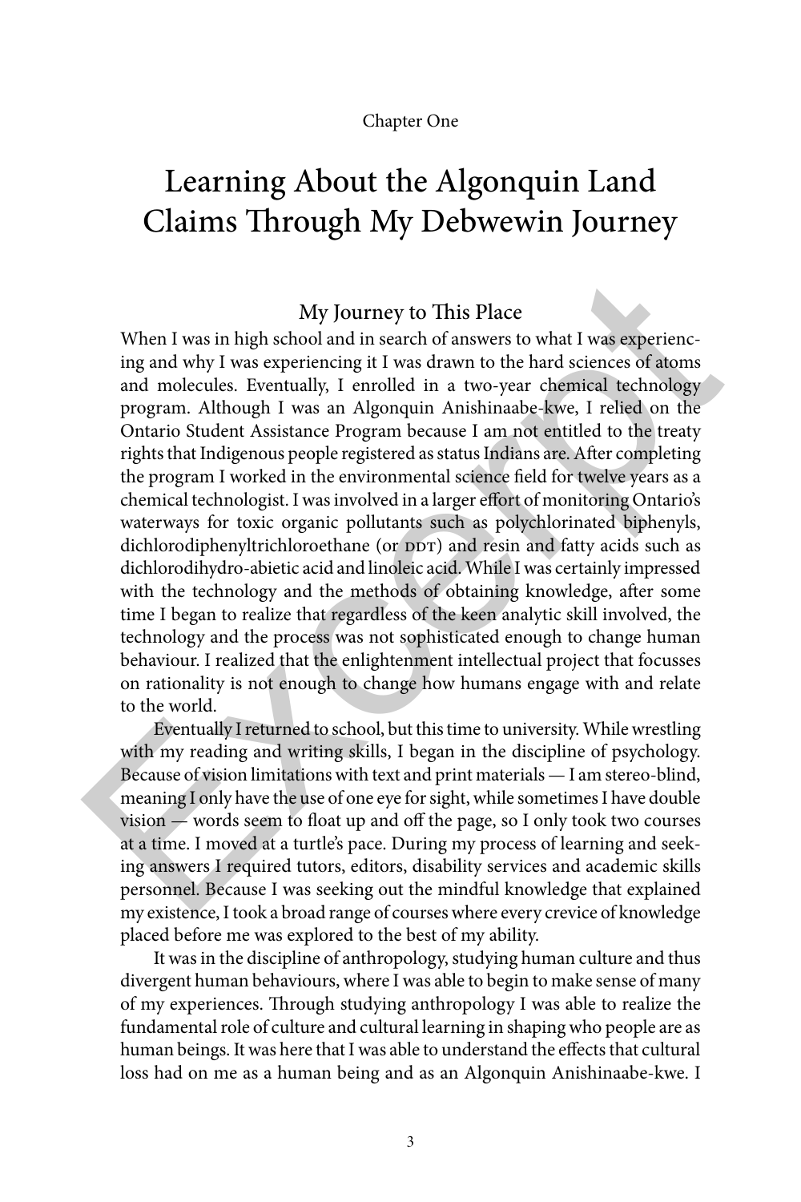Chapter One

# Learning About the Algonquin Land Claims Through My Debwewin Journey

## My Journey to This Place

When I was in high school and in search of answers to what I was experiencing and why I was experiencing it I was drawn to the hard sciences of atoms and molecules. Eventually, I enrolled in a two-year chemical technology program. Although I was an Algonquin Anishinaabe-kwe, I relied on the Ontario Student Assistance Program because I am not entitled to the treaty rights that Indigenous people registered as status Indians are. After completing the program I worked in the environmental science field for twelve years as a chemical technologist. I was involved in a larger effort of monitoring Ontario's waterways for toxic organic pollutants such as polychlorinated biphenyls, dichlorodiphenyltrichloroethane (or DDT) and resin and fatty acids such as dichlorodihydro-abietic acid and linoleic acid. While I was certainly impressed with the technology and the methods of obtaining knowledge, after some time I began to realize that regardless of the keen analytic skill involved, the technology and the process was not sophisticated enough to change human behaviour. I realized that the enlightenment intellectual project that focusses on rationality is not enough to change how humans engage with and relate to the world.

Eventually I returned to school, but this time to university. While wrestling with my reading and writing skills, I began in the discipline of psychology. Because of vision limitations with text and print materials — I am stereo-blind, meaning I only have the use of one eye for sight, while sometimes I have double vision — words seem to float up and off the page, so I only took two courses at a time. I moved at a turtle's pace. During my process of learning and seeking answers I required tutors, editors, disability services and academic skills personnel. Because I was seeking out the mindful knowledge that explained my existence, I took a broad range of courses where every crevice of knowledge placed before me was explored to the best of my ability.

It was in the discipline of anthropology, studying human culture and thus divergent human behaviours, where I was able to begin to make sense of many of my experiences. Through studying anthropology I was able to realize the fundamental role of culture and cultural learning in shaping who people are as human beings. It was here that I was able to understand the effects that cultural loss had on me as a human being and as an Algonquin Anishinaabe-kwe. I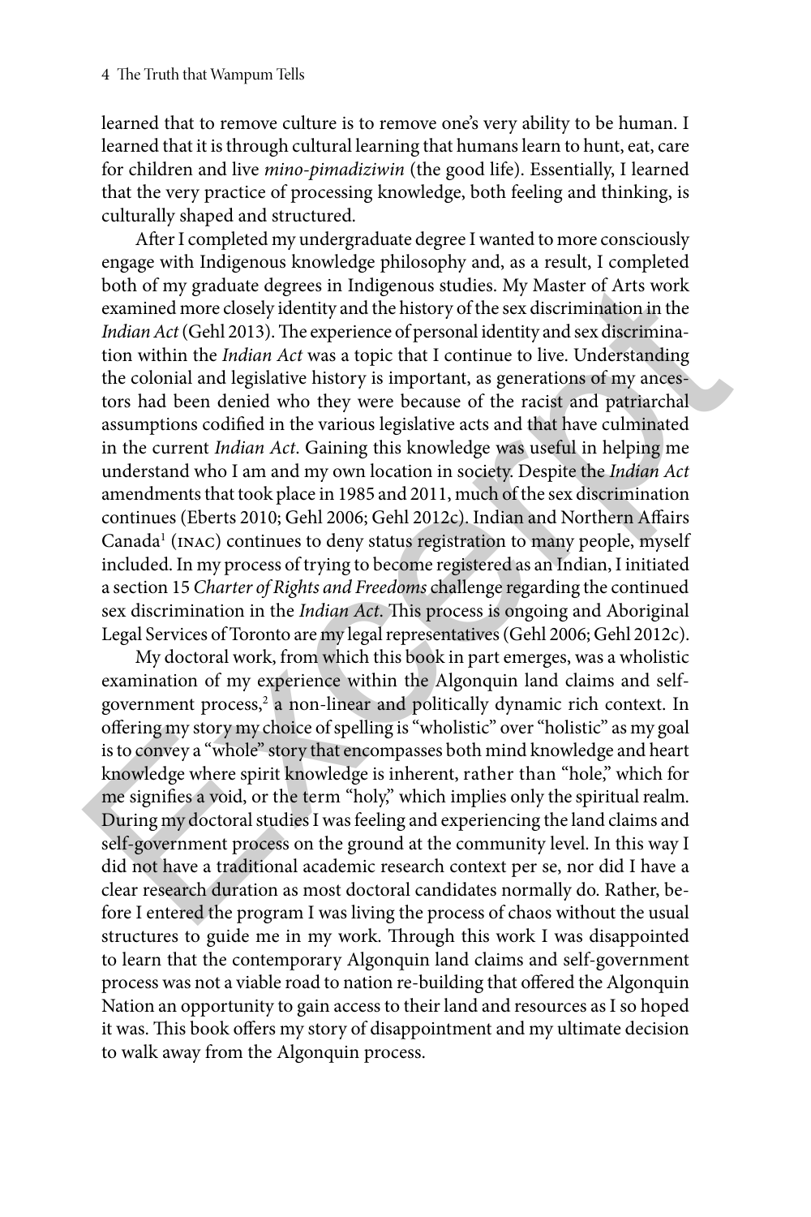learned that to remove culture is to remove one's very ability to be human. I learned that it is through cultural learning that humans learn to hunt, eat, care for children and live *mino-pimadiziwin* (the good life). Essentially, I learned that the very practice of processing knowledge, both feeling and thinking, is culturally shaped and structured.

After I completed my undergraduate degree I wanted to more consciously engage with Indigenous knowledge philosophy and, as a result, I completed both of my graduate degrees in Indigenous studies. My Master of Arts work examined more closely identity and the history of the sex discrimination in the *Indian Act* (Gehl 2013). The experience of personal identity and sex discrimination within the *Indian Act* was a topic that I continue to live. Understanding the colonial and legislative history is important, as generations of my ancestors had been denied who they were because of the racist and patriarchal assumptions codified in the various legislative acts and that have culminated in the current *Indian Act*. Gaining this knowledge was useful in helping me understand who I am and my own location in society. Despite the *Indian Act* amendments that took place in 1985 and 2011, much of the sex discrimination continues (Eberts 2010; Gehl 2006; Gehl 2012c). Indian and Northern Affairs Canada[1] (INAC) continues to deny status registration to many people, myself included. In my process of trying to become registered as an Indian, I initiated a section 15 *Charter of Rights and Freedoms* challenge regarding the continued sex discrimination in the *Indian Act*. This process is ongoing and Aboriginal Legal Services of Toronto are my legal representatives (Gehl 2006; Gehl 2012c).

My doctoral work, from which this book in part emerges, was a wholistic examination of my experience within the Algonquin land claims and self-government process,[2] a non-linear and politically dynamic rich context. In offering my story my choice of spelling is "wholistic" over "holistic" as my goal is to convey a "whole" story that encompasses both mind knowledge and heart knowledge where spirit knowledge is inherent, rather than "hole," which for me signifies a void, or the term "holy," which implies only the spiritual realm. During my doctoral studies I was feeling and experiencing the land claims and self-government process on the ground at the community level. In this way I did not have a traditional academic research context per se, nor did I have a clear research duration as most doctoral candidates normally do. Rather, before I entered the program I was living the process of chaos without the usual structures to guide me in my work. Through this work I was disappointed to learn that the contemporary Algonquin land claims and self-government process was not a viable road to nation re-building that offered the Algonquin Nation an opportunity to gain access to their land and resources as I so hoped it was. This book offers my story of disappointment and my ultimate decision to walk away from the Algonquin process.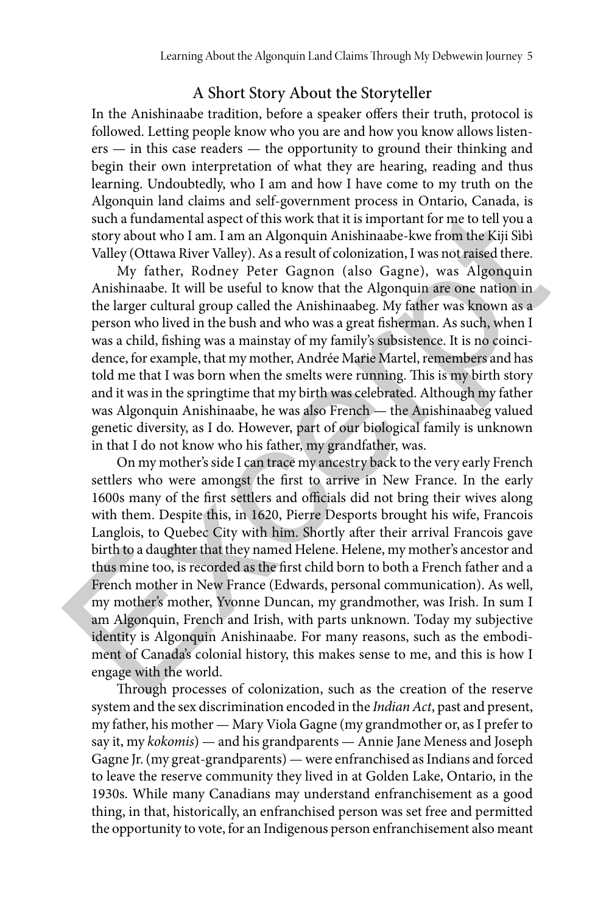## A Short Story About the Storyteller

In the Anishinaabe tradition, before a speaker offers their truth, protocol is followed. Letting people know who you are and how you know allows listeners — in this case readers — the opportunity to ground their thinking and begin their own interpretation of what they are hearing, reading and thus learning. Undoubtedly, who I am and how I have come to my truth on the Algonquin land claims and self-government process in Ontario, Canada, is such a fundamental aspect of this work that it is important for me to tell you a story about who I am. I am an Algonquin Anishinaabe-kwe from the Kiji Sìbì Valley (Ottawa River Valley). As a result of colonization, I was not raised there.

My father, Rodney Peter Gagnon (also Gagne), was Algonquin Anishinaabe. It will be useful to know that the Algonquin are one nation in the larger cultural group called the Anishinaabeg. My father was known as a person who lived in the bush and who was a great fisherman. As such, when I was a child, fishing was a mainstay of my family's subsistence. It is no coincidence, for example, that my mother, Andrée Marie Martel, remembers and has told me that I was born when the smelts were running. This is my birth story and it was in the springtime that my birth was celebrated. Although my father was Algonquin Anishinaabe, he was also French — the Anishinaabeg valued genetic diversity, as I do. However, part of our biological family is unknown in that I do not know who his father, my grandfather, was.

On my mother's side I can trace my ancestry back to the very early French settlers who were amongst the first to arrive in New France. In the early 1600s many of the first settlers and officials did not bring their wives along with them. Despite this, in 1620, Pierre Desports brought his wife, Francois Langlois, to Quebec City with him. Shortly after their arrival Francois gave birth to a daughter that they named Helene. Helene, my mother's ancestor and thus mine too, is recorded as the first child born to both a French father and a French mother in New France (Edwards, personal communication). As well, my mother's mother, Yvonne Duncan, my grandmother, was Irish. In sum I am Algonquin, French and Irish, with parts unknown. Today my subjective identity is Algonquin Anishinaabe. For many reasons, such as the embodiment of Canada's colonial history, this makes sense to me, and this is how I engage with the world.

Through processes of colonization, such as the creation of the reserve system and the sex discrimination encoded in the *Indian Act*, past and present, my father, his mother — Mary Viola Gagne (my grandmother or, as I prefer to say it, my *kokomis*) — and his grandparents — Annie Jane Meness and Joseph Gagne Jr. (my great-grandparents) — were enfranchised as Indians and forced to leave the reserve community they lived in at Golden Lake, Ontario, in the 1930s. While many Canadians may understand enfranchisement as a good thing, in that, historically, an enfranchised person was set free and permitted the opportunity to vote, for an Indigenous person enfranchisement also meant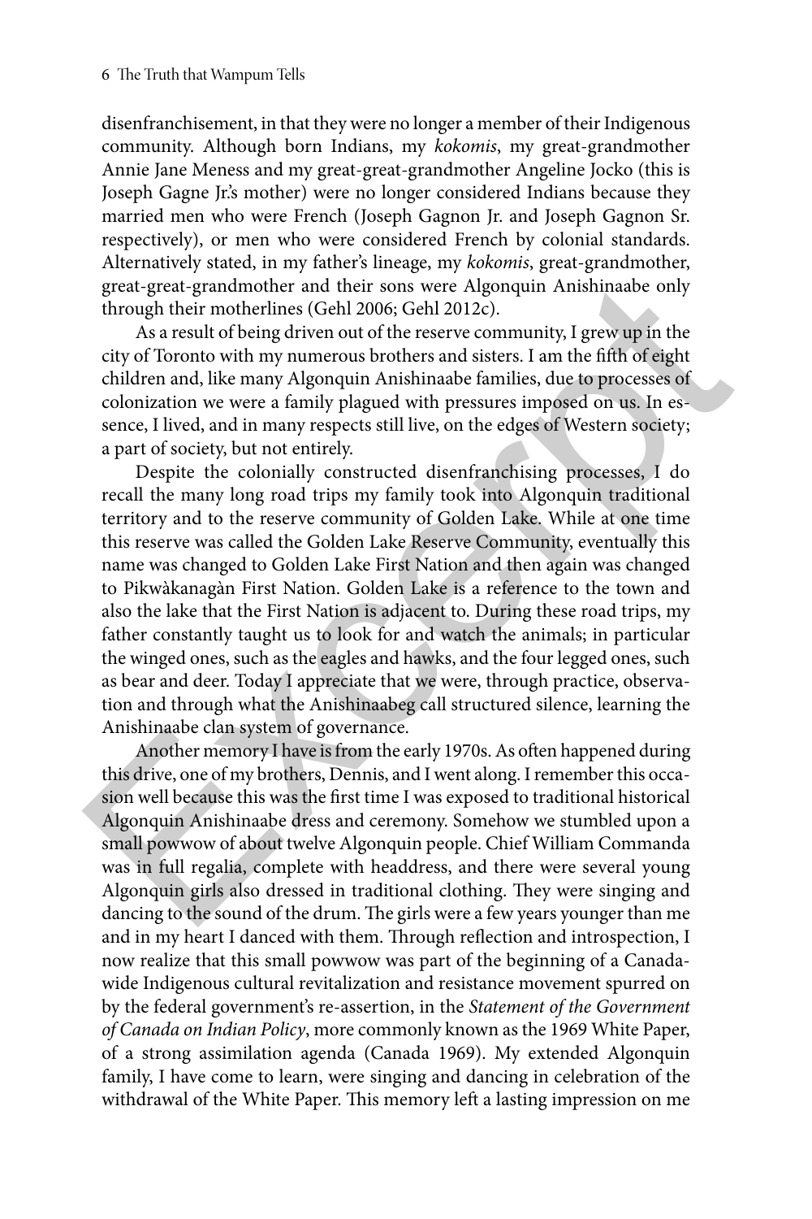disenfranchisement, in that they were no longer a member of their Indigenous community. Although born Indians, my *kokomis*, my great-grandmother Annie Jane Meness and my great-great-grandmother Angeline Jocko (this is Joseph Gagne Jr.'s mother) were no longer considered Indians because they married men who were French (Joseph Gagnon Jr. and Joseph Gagnon Sr. respectively), or men who were considered French by colonial standards. Alternatively stated, in my father's lineage, my *kokomis*, great-grandmother, great-great-grandmother and their sons were Algonquin Anishinaabe only through their motherlines (Gehl 2006; Gehl 2012c).

As a result of being driven out of the reserve community, I grew up in the city of Toronto with my numerous brothers and sisters. I am the fifth of eight children and, like many Algonquin Anishinaabe families, due to processes of colonization we were a family plagued with pressures imposed on us. In essence, I lived, and in many respects still live, on the edges of Western society; a part of society, but not entirely.

Despite the colonially constructed disenfranchising processes, I do recall the many long road trips my family took into Algonquin traditional territory and to the reserve community of Golden Lake. While at one time this reserve was called the Golden Lake Reserve Community, eventually this name was changed to Golden Lake First Nation and then again was changed to Pikwàkanagàn First Nation. Golden Lake is a reference to the town and also the lake that the First Nation is adjacent to. During these road trips, my father constantly taught us to look for and watch the animals; in particular the winged ones, such as the eagles and hawks, and the four legged ones, such as bear and deer. Today I appreciate that we were, through practice, observation and through what the Anishinaabeg call structured silence, learning the Anishinaabe clan system of governance.

Another memory I have is from the early 1970s. As often happened during this drive, one of my brothers, Dennis, and I went along. I remember this occasion well because this was the first time I was exposed to traditional historical Algonquin Anishinaabe dress and ceremony. Somehow we stumbled upon a small powwow of about twelve Algonquin people. Chief William Commanda was in full regalia, complete with headdress, and there were several young Algonquin girls also dressed in traditional clothing. They were singing and dancing to the sound of the drum. The girls were a few years younger than me and in my heart I danced with them. Through reflection and introspection, I now realize that this small powwow was part of the beginning of a Canada-wide Indigenous cultural revitalization and resistance movement spurred on by the federal government's re-assertion, in the *Statement of the Government of Canada on Indian Policy*, more commonly known as the 1969 White Paper, of a strong assimilation agenda (Canada 1969). My extended Algonquin family, I have come to learn, were singing and dancing in celebration of the withdrawal of the White Paper. This memory left a lasting impression on me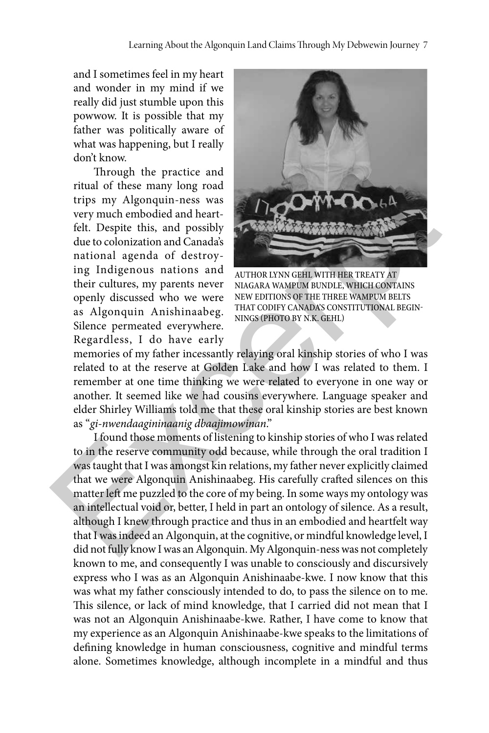and I sometimes feel in my heart and wonder in my mind if we really did just stumble upon this powwow. It is possible that my father was politically aware of what was happening, but I really don't know.

Through the practice and ritual of these many long road trips my Algonquin-ness was very much embodied and heartfelt. Despite this, and possibly due to colonization and Canada's national agenda of destroying Indigenous nations and their cultures, my parents never openly discussed who we were as Algonquin Anishinaabeg. Silence permeated everywhere. Regardless, I do have early memories of my father incessantly relaying oral kinship stories of who I was related to at the reserve at Golden Lake and how I was related to them. I remember at one time thinking we were related to everyone in one way or another. It seemed like we had cousins everywhere. Language speaker and elder Shirley Williams told me that these oral kinship stories are best known as "*gi-nwendaagininaanig dbaajimowinan*."

AUTHOR LYNN GEHL WITH HER TREATY AT NIAGARA WAMPUM BUNDLE, WHICH CONTAINS NEW EDITIONS OF THE THREE WAMPUM BELTS THAT CODIFY CANADA'S CONSTITUTIONAL BEGINNINGS (PHOTO BY N.K. GEHL)

I found those moments of listening to kinship stories of who I was related to in the reserve community odd because, while through the oral tradition I was taught that I was amongst kin relations, my father never explicitly claimed that we were Algonquin Anishinaabeg. His carefully crafted silences on this matter left me puzzled to the core of my being. In some ways my ontology was an intellectual void or, better, I held in part an ontology of silence. As a result, although I knew through practice and thus in an embodied and heartfelt way that I was indeed an Algonquin, at the cognitive, or mindful knowledge level, I did not fully know I was an Algonquin. My Algonquin-ness was not completely known to me, and consequently I was unable to consciously and discursively express who I was as an Algonquin Anishinaabe-kwe. I now know that this was what my father consciously intended to do, to pass the silence on to me. This silence, or lack of mind knowledge, that I carried did not mean that I was not an Algonquin Anishinaabe-kwe. Rather, I have come to know that my experience as an Algonquin Anishinaabe-kwe speaks to the limitations of defining knowledge in human consciousness, cognitive and mindful terms alone. Sometimes knowledge, although incomplete in a mindful and thus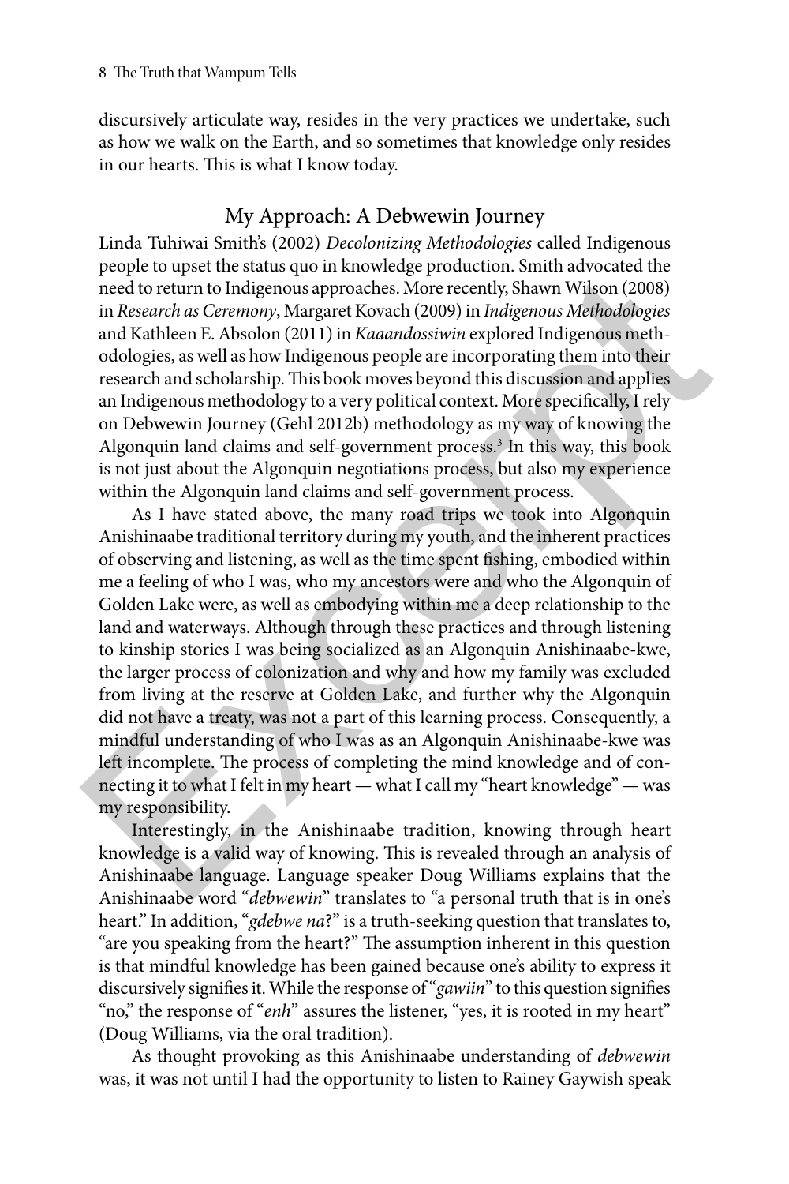discursively articulate way, resides in the very practices we undertake, such as how we walk on the Earth, and so sometimes that knowledge only resides in our hearts. This is what I know today.

## My Approach: A Debwewin Journey

Linda Tuhiwai Smith's (2002) *Decolonizing Methodologies* called Indigenous people to upset the status quo in knowledge production. Smith advocated the need to return to Indigenous approaches. More recently, Shawn Wilson (2008) in *Research as Ceremony*, Margaret Kovach (2009) in *Indigenous Methodologies* and Kathleen E. Absolon (2011) in *Kaaandossiwin* explored Indigenous methodologies, as well as how Indigenous people are incorporating them into their research and scholarship. This book moves beyond this discussion and applies an Indigenous methodology to a very political context. More specifically, I rely on Debwewin Journey (Gehl 2012b) methodology as my way of knowing the Algonquin land claims and self-government process.[3] In this way, this book is not just about the Algonquin negotiations process, but also my experience within the Algonquin land claims and self-government process.

As I have stated above, the many road trips we took into Algonquin Anishinaabe traditional territory during my youth, and the inherent practices of observing and listening, as well as the time spent fishing, embodied within me a feeling of who I was, who my ancestors were and who the Algonquin of Golden Lake were, as well as embodying within me a deep relationship to the land and waterways. Although through these practices and through listening to kinship stories I was being socialized as an Algonquin Anishinaabe-kwe, the larger process of colonization and why and how my family was excluded from living at the reserve at Golden Lake, and further why the Algonquin did not have a treaty, was not a part of this learning process. Consequently, a mindful understanding of who I was as an Algonquin Anishinaabe-kwe was left incomplete. The process of completing the mind knowledge and of connecting it to what I felt in my heart — what I call my "heart knowledge" — was my responsibility.

Interestingly, in the Anishinaabe tradition, knowing through heart knowledge is a valid way of knowing. This is revealed through an analysis of Anishinaabe language. Language speaker Doug Williams explains that the Anishinaabe word "*debwewin*" translates to "a personal truth that is in one's heart." In addition, "*gdebwe na*?" is a truth-seeking question that translates to, "are you speaking from the heart?" The assumption inherent in this question is that mindful knowledge has been gained because one's ability to express it discursively signifies it. While the response of "*gawiin*" to this question signifies "no," the response of "*enh*" assures the listener, "yes, it is rooted in my heart" (Doug Williams, via the oral tradition).

As thought provoking as this Anishinaabe understanding of *debwewin* was, it was not until I had the opportunity to listen to Rainey Gaywish speak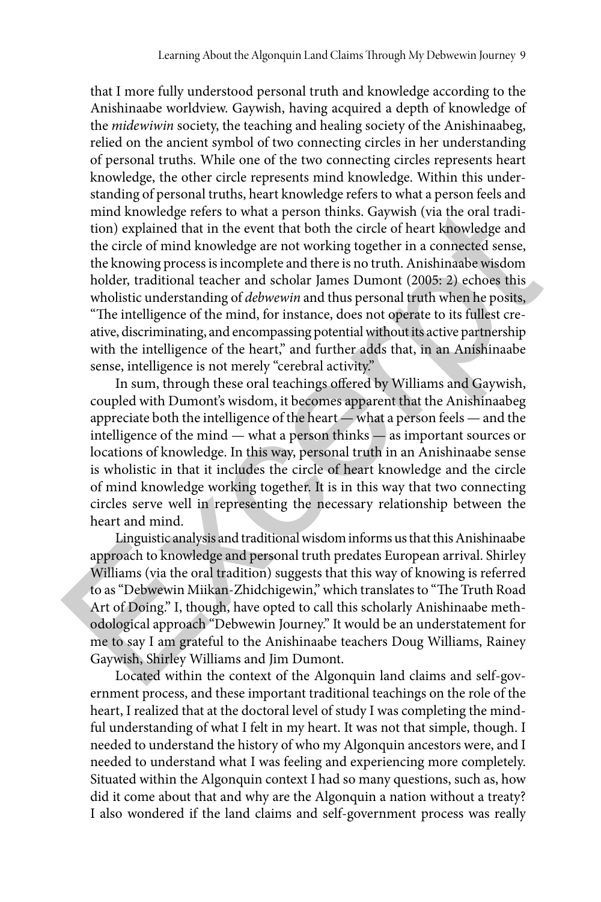that I more fully understood personal truth and knowledge according to the Anishinaabe worldview. Gaywish, having acquired a depth of knowledge of the *midewiwin* society, the teaching and healing society of the Anishinaabeg, relied on the ancient symbol of two connecting circles in her understanding of personal truths. While one of the two connecting circles represents heart knowledge, the other circle represents mind knowledge. Within this understanding of personal truths, heart knowledge refers to what a person feels and mind knowledge refers to what a person thinks. Gaywish (via the oral tradition) explained that in the event that both the circle of heart knowledge and the circle of mind knowledge are not working together in a connected sense, the knowing process is incomplete and there is no truth. Anishinaabe wisdom holder, traditional teacher and scholar James Dumont (2005: 2) echoes this wholistic understanding of *debwewin* and thus personal truth when he posits, "The intelligence of the mind, for instance, does not operate to its fullest creative, discriminating, and encompassing potential without its active partnership with the intelligence of the heart," and further adds that, in an Anishinaabe sense, intelligence is not merely "cerebral activity."

In sum, through these oral teachings offered by Williams and Gaywish, coupled with Dumont's wisdom, it becomes apparent that the Anishinaabeg appreciate both the intelligence of the heart — what a person feels — and the intelligence of the mind — what a person thinks — as important sources or locations of knowledge. In this way, personal truth in an Anishinaabe sense is wholistic in that it includes the circle of heart knowledge and the circle of mind knowledge working together. It is in this way that two connecting circles serve well in representing the necessary relationship between the heart and mind.

Linguistic analysis and traditional wisdom informs us that this Anishinaabe approach to knowledge and personal truth predates European arrival. Shirley Williams (via the oral tradition) suggests that this way of knowing is referred to as "Debwewin Miikan-Zhidchigewin," which translates to "The Truth Road Art of Doing." I, though, have opted to call this scholarly Anishinaabe methodological approach "Debwewin Journey." It would be an understatement for me to say I am grateful to the Anishinaabe teachers Doug Williams, Rainey Gaywish, Shirley Williams and Jim Dumont.

Located within the context of the Algonquin land claims and self-government process, and these important traditional teachings on the role of the heart, I realized that at the doctoral level of study I was completing the mindful understanding of what I felt in my heart. It was not that simple, though. I needed to understand the history of who my Algonquin ancestors were, and I needed to understand what I was feeling and experiencing more completely. Situated within the Algonquin context I had so many questions, such as, how did it come about that and why are the Algonquin a nation without a treaty? I also wondered if the land claims and self-government process was really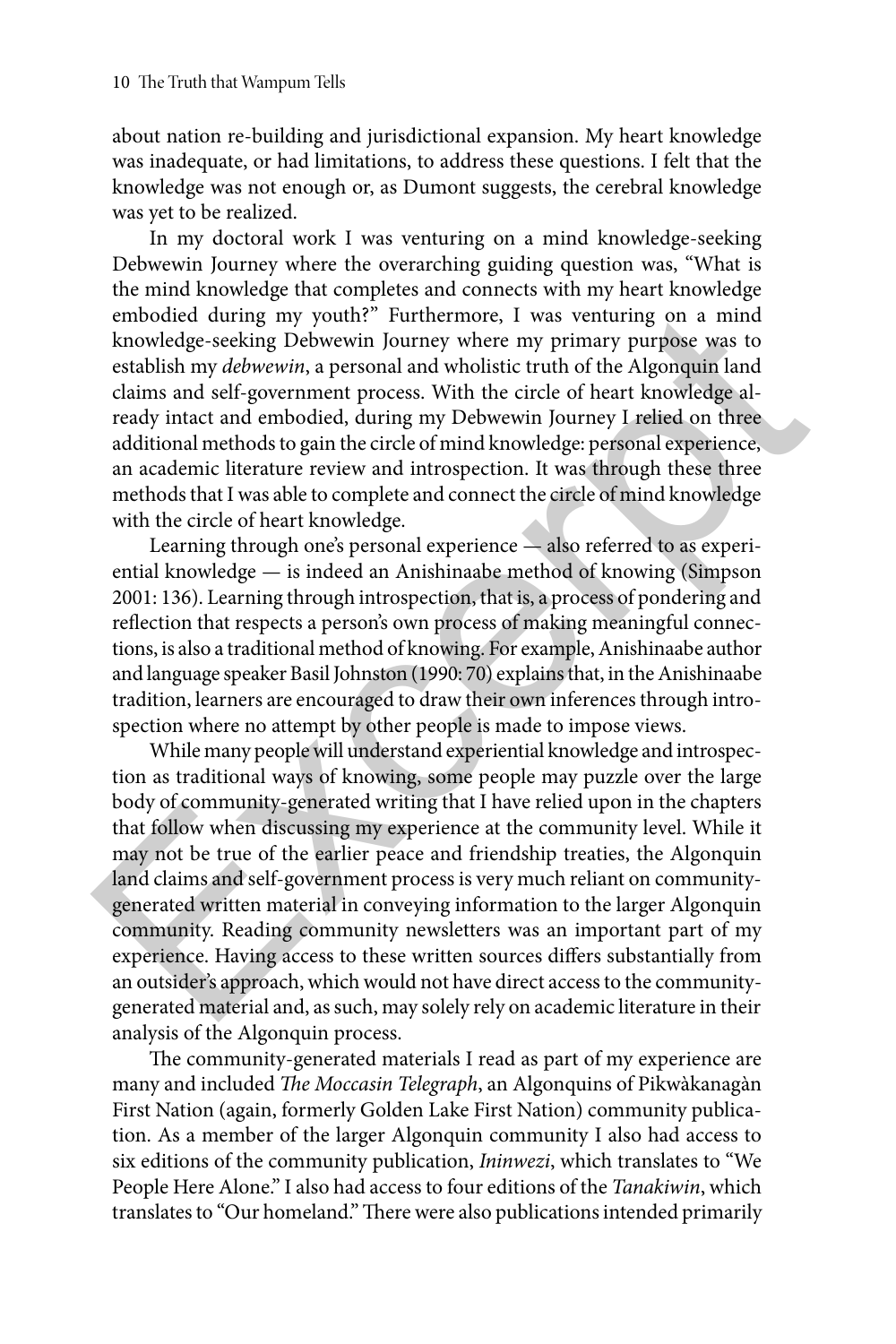about nation re-building and jurisdictional expansion. My heart knowledge was inadequate, or had limitations, to address these questions. I felt that the knowledge was not enough or, as Dumont suggests, the cerebral knowledge was yet to be realized.

In my doctoral work I was venturing on a mind knowledge-seeking Debwewin Journey where the overarching guiding question was, "What is the mind knowledge that completes and connects with my heart knowledge embodied during my youth?" Furthermore, I was venturing on a mind knowledge-seeking Debwewin Journey where my primary purpose was to establish my *debwewin*, a personal and wholistic truth of the Algonquin land claims and self-government process. With the circle of heart knowledge already intact and embodied, during my Debwewin Journey I relied on three additional methods to gain the circle of mind knowledge: personal experience, an academic literature review and introspection. It was through these three methods that I was able to complete and connect the circle of mind knowledge with the circle of heart knowledge.

Learning through one's personal experience — also referred to as experiential knowledge — is indeed an Anishinaabe method of knowing (Simpson 2001: 136). Learning through introspection, that is, a process of pondering and reflection that respects a person's own process of making meaningful connections, is also a traditional method of knowing. For example, Anishinaabe author and language speaker Basil Johnston (1990: 70) explains that, in the Anishinaabe tradition, learners are encouraged to draw their own inferences through introspection where no attempt by other people is made to impose views.

While many people will understand experiential knowledge and introspection as traditional ways of knowing, some people may puzzle over the large body of community-generated writing that I have relied upon in the chapters that follow when discussing my experience at the community level. While it may not be true of the earlier peace and friendship treaties, the Algonquin land claims and self-government process is very much reliant on community-generated written material in conveying information to the larger Algonquin community. Reading community newsletters was an important part of my experience. Having access to these written sources differs substantially from an outsider's approach, which would not have direct access to the community-generated material and, as such, may solely rely on academic literature in their analysis of the Algonquin process.

The community-generated materials I read as part of my experience are many and included *The Moccasin Telegraph*, an Algonquins of Pikwàkanagàn First Nation (again, formerly Golden Lake First Nation) community publication. As a member of the larger Algonquin community I also had access to six editions of the community publication, *Ininwezi*, which translates to "We People Here Alone." I also had access to four editions of the *Tanakiwin*, which translates to "Our homeland." There were also publications intended primarily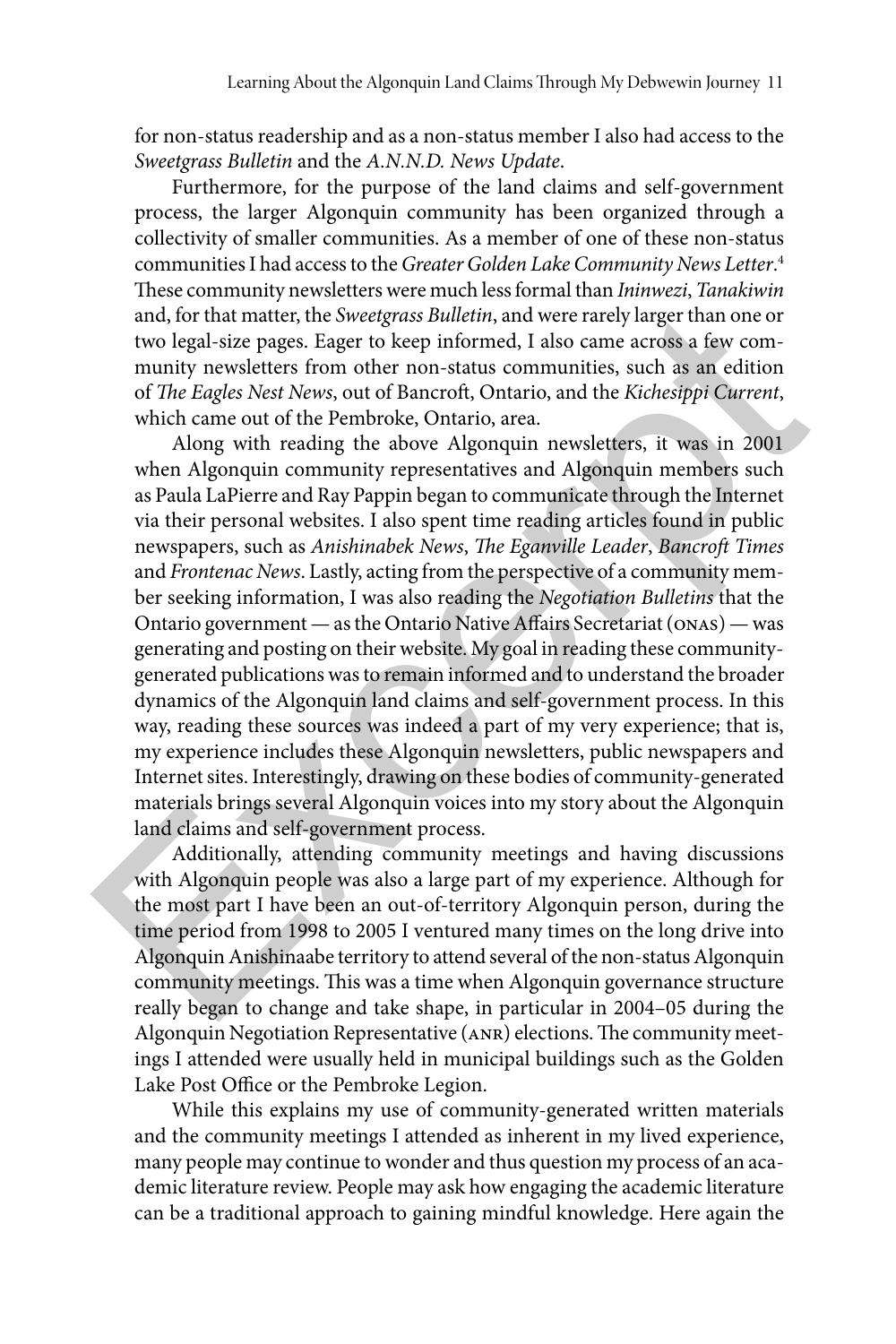for non-status readership and as a non-status member I also had access to the *Sweetgrass Bulletin* and the *A.N.N.D. News Update*.

Furthermore, for the purpose of the land claims and self-government process, the larger Algonquin community has been organized through a collectivity of smaller communities. As a member of one of these non-status communities I had access to the *Greater Golden Lake Community News Letter*.[4] These community newsletters were much less formal than *Ininwezi*, *Tanakiwin* and, for that matter, the *Sweetgrass Bulletin*, and were rarely larger than one or two legal-size pages. Eager to keep informed, I also came across a few community newsletters from other non-status communities, such as an edition of *The Eagles Nest News*, out of Bancroft, Ontario, and the *Kichesippi Current*, which came out of the Pembroke, Ontario, area.

Along with reading the above Algonquin newsletters, it was in 2001 when Algonquin community representatives and Algonquin members such as Paula LaPierre and Ray Pappin began to communicate through the Internet via their personal websites. I also spent time reading articles found in public newspapers, such as *Anishinabek News*, *The Eganville Leader*, *Bancroft Times* and *Frontenac News*. Lastly, acting from the perspective of a community member seeking information, I was also reading the *Negotiation Bulletins* that the Ontario government — as the Ontario Native Affairs Secretariat (ONAS) — was generating and posting on their website. My goal in reading these community-generated publications was to remain informed and to understand the broader dynamics of the Algonquin land claims and self-government process. In this way, reading these sources was indeed a part of my very experience; that is, my experience includes these Algonquin newsletters, public newspapers and Internet sites. Interestingly, drawing on these bodies of community-generated materials brings several Algonquin voices into my story about the Algonquin land claims and self-government process.

Additionally, attending community meetings and having discussions with Algonquin people was also a large part of my experience. Although for the most part I have been an out-of-territory Algonquin person, during the time period from 1998 to 2005 I ventured many times on the long drive into Algonquin Anishinaabe territory to attend several of the non-status Algonquin community meetings. This was a time when Algonquin governance structure really began to change and take shape, in particular in 2004–05 during the Algonquin Negotiation Representative (ANR) elections. The community meetings I attended were usually held in municipal buildings such as the Golden Lake Post Office or the Pembroke Legion.

While this explains my use of community-generated written materials and the community meetings I attended as inherent in my lived experience, many people may continue to wonder and thus question my process of an academic literature review. People may ask how engaging the academic literature can be a traditional approach to gaining mindful knowledge. Here again the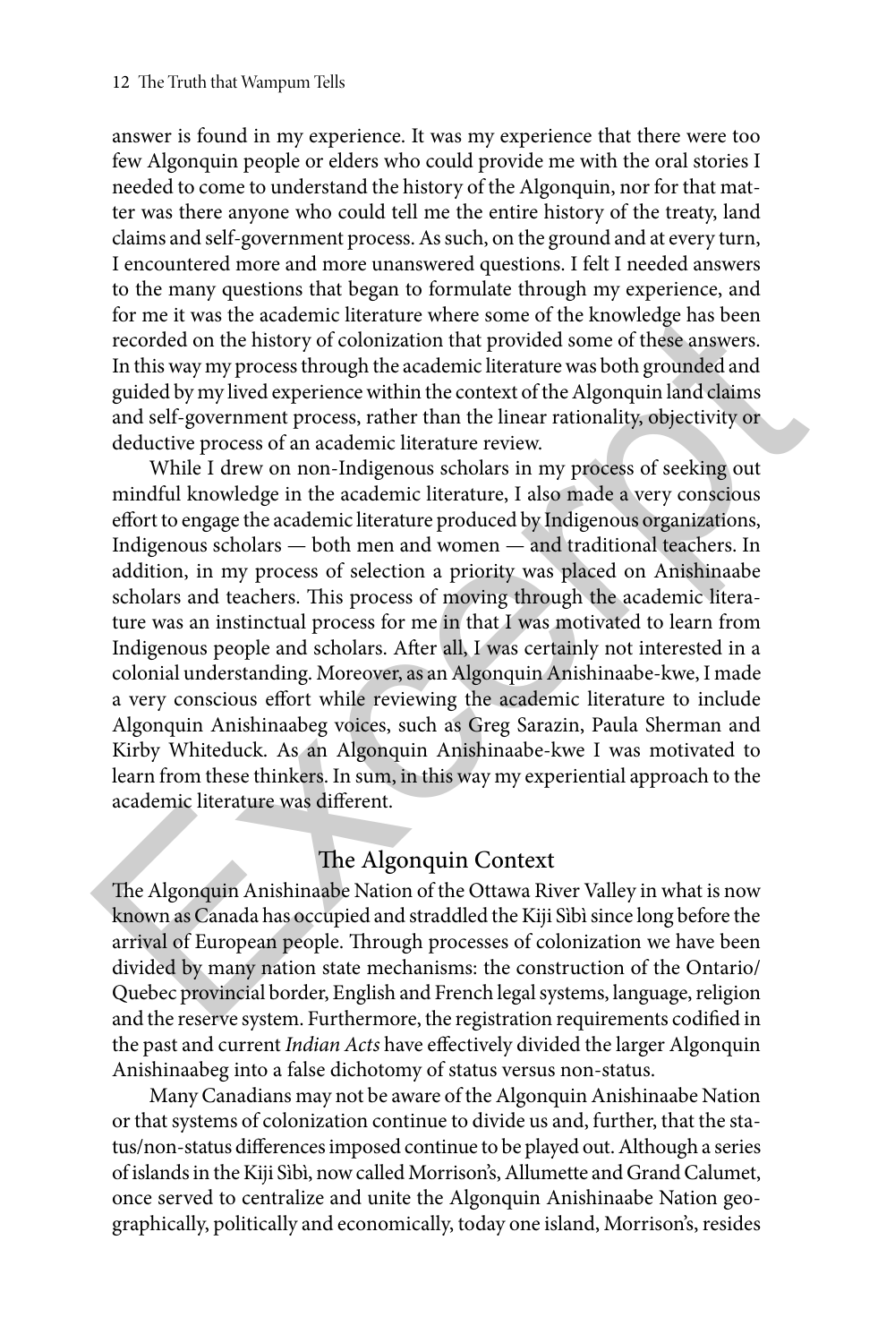answer is found in my experience. It was my experience that there were too few Algonquin people or elders who could provide me with the oral stories I needed to come to understand the history of the Algonquin, nor for that matter was there anyone who could tell me the entire history of the treaty, land claims and self-government process. As such, on the ground and at every turn, I encountered more and more unanswered questions. I felt I needed answers to the many questions that began to formulate through my experience, and for me it was the academic literature where some of the knowledge has been recorded on the history of colonization that provided some of these answers. In this way my process through the academic literature was both grounded and guided by my lived experience within the context of the Algonquin land claims and self-government process, rather than the linear rationality, objectivity or deductive process of an academic literature review.

While I drew on non-Indigenous scholars in my process of seeking out mindful knowledge in the academic literature, I also made a very conscious effort to engage the academic literature produced by Indigenous organizations, Indigenous scholars — both men and women — and traditional teachers. In addition, in my process of selection a priority was placed on Anishinaabe scholars and teachers. This process of moving through the academic literature was an instinctual process for me in that I was motivated to learn from Indigenous people and scholars. After all, I was certainly not interested in a colonial understanding. Moreover, as an Algonquin Anishinaabe-kwe, I made a very conscious effort while reviewing the academic literature to include Algonquin Anishinaabeg voices, such as Greg Sarazin, Paula Sherman and Kirby Whiteduck. As an Algonquin Anishinaabe-kwe I was motivated to learn from these thinkers. In sum, in this way my experiential approach to the academic literature was different.

## The Algonquin Context

The Algonquin Anishinaabe Nation of the Ottawa River Valley in what is now known as Canada has occupied and straddled the Kiji Sìbì since long before the arrival of European people. Through processes of colonization we have been divided by many nation state mechanisms: the construction of the Ontario/Quebec provincial border, English and French legal systems, language, religion and the reserve system. Furthermore, the registration requirements codified in the past and current *Indian Acts* have effectively divided the larger Algonquin Anishinaabeg into a false dichotomy of status versus non-status.

Many Canadians may not be aware of the Algonquin Anishinaabe Nation or that systems of colonization continue to divide us and, further, that the status/non-status differences imposed continue to be played out. Although a series of islands in the Kiji Sìbì, now called Morrison's, Allumette and Grand Calumet, once served to centralize and unite the Algonquin Anishinaabe Nation geographically, politically and economically, today one island, Morrison's, resides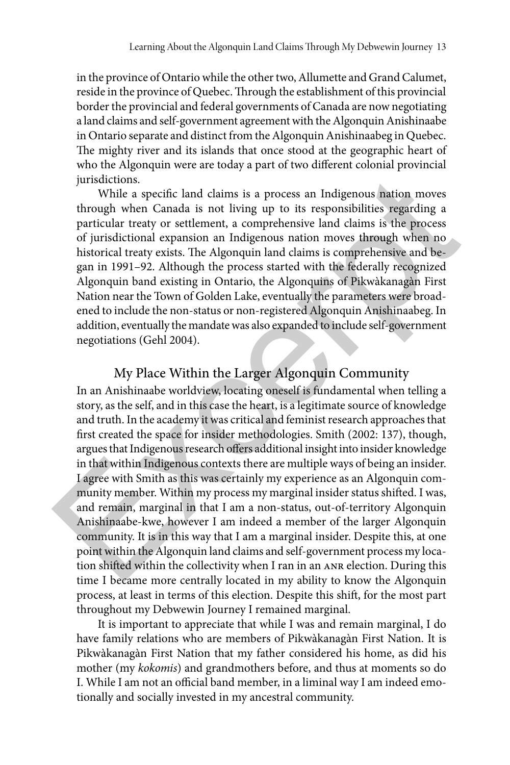in the province of Ontario while the other two, Allumette and Grand Calumet, reside in the province of Quebec. Through the establishment of this provincial border the provincial and federal governments of Canada are now negotiating a land claims and self-government agreement with the Algonquin Anishinaabe in Ontario separate and distinct from the Algonquin Anishinaabeg in Quebec. The mighty river and its islands that once stood at the geographic heart of who the Algonquin were are today a part of two different colonial provincial jurisdictions.

While a specific land claims is a process an Indigenous nation moves through when Canada is not living up to its responsibilities regarding a particular treaty or settlement, a comprehensive land claims is the process of jurisdictional expansion an Indigenous nation moves through when no historical treaty exists. The Algonquin land claims is comprehensive and began in 1991–92. Although the process started with the federally recognized Algonquin band existing in Ontario, the Algonquins of Pikwàkanagàn First Nation near the Town of Golden Lake, eventually the parameters were broadened to include the non-status or non-registered Algonquin Anishinaabeg. In addition, eventually the mandate was also expanded to include self-government negotiations (Gehl 2004).

## My Place Within the Larger Algonquin Community

In an Anishinaabe worldview, locating oneself is fundamental when telling a story, as the self, and in this case the heart, is a legitimate source of knowledge and truth. In the academy it was critical and feminist research approaches that first created the space for insider methodologies. Smith (2002: 137), though, argues that Indigenous research offers additional insight into insider knowledge in that within Indigenous contexts there are multiple ways of being an insider. I agree with Smith as this was certainly my experience as an Algonquin community member. Within my process my marginal insider status shifted. I was, and remain, marginal in that I am a non-status, out-of-territory Algonquin Anishinaabe-kwe, however I am indeed a member of the larger Algonquin community. It is in this way that I am a marginal insider. Despite this, at one point within the Algonquin land claims and self-government process my location shifted within the collectivity when I ran in an ANR election. During this time I became more centrally located in my ability to know the Algonquin process, at least in terms of this election. Despite this shift, for the most part throughout my Debwewin Journey I remained marginal.

It is important to appreciate that while I was and remain marginal, I do have family relations who are members of Pikwàkanagàn First Nation. It is Pikwàkanagàn First Nation that my father considered his home, as did his mother (my *kokomis*) and grandmothers before, and thus at moments so do I. While I am not an official band member, in a liminal way I am indeed emotionally and socially invested in my ancestral community.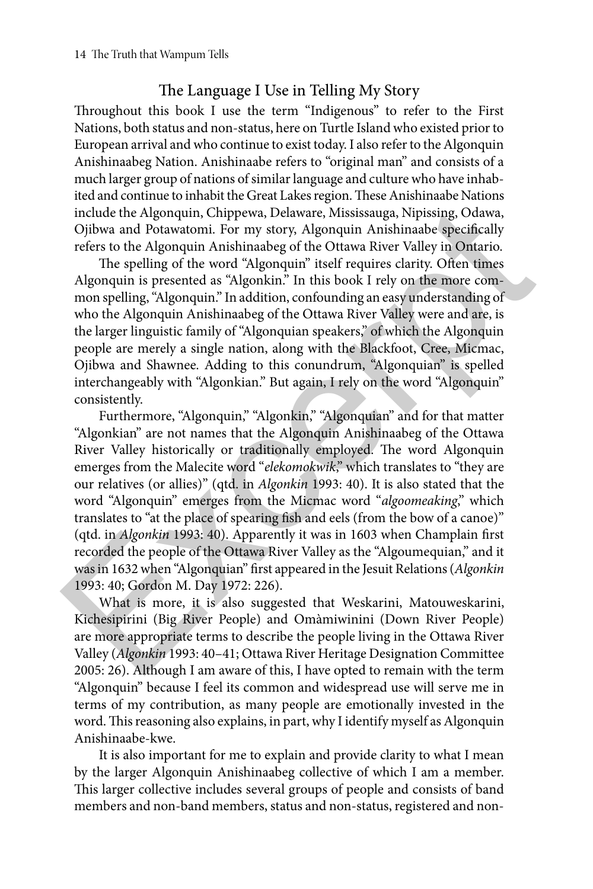## The Language I Use in Telling My Story

Throughout this book I use the term "Indigenous" to refer to the First Nations, both status and non-status, here on Turtle Island who existed prior to European arrival and who continue to exist today. I also refer to the Algonquin Anishinaabeg Nation. Anishinaabe refers to "original man" and consists of a much larger group of nations of similar language and culture who have inhabited and continue to inhabit the Great Lakes region. These Anishinaabe Nations include the Algonquin, Chippewa, Delaware, Mississauga, Nipissing, Odawa, Ojibwa and Potawatomi. For my story, Algonquin Anishinaabe specifically refers to the Algonquin Anishinaabeg of the Ottawa River Valley in Ontario.

The spelling of the word "Algonquin" itself requires clarity. Often times Algonquin is presented as "Algonkin." In this book I rely on the more common spelling, "Algonquin." In addition, confounding an easy understanding of who the Algonquin Anishinaabeg of the Ottawa River Valley were and are, is the larger linguistic family of "Algonquian speakers," of which the Algonquin people are merely a single nation, along with the Blackfoot, Cree, Micmac, Ojibwa and Shawnee. Adding to this conundrum, "Algonquian" is spelled interchangeably with "Algonkian." But again, I rely on the word "Algonquin" consistently.

Furthermore, "Algonquin," "Algonkin," "Algonquian" and for that matter "Algonkian" are not names that the Algonquin Anishinaabeg of the Ottawa River Valley historically or traditionally employed. The word Algonquin emerges from the Malecite word "*elekomokwik*," which translates to "they are our relatives (or allies)" (qtd. in *Algonkin* 1993: 40). It is also stated that the word "Algonquin" emerges from the Micmac word "*algoomeaking*," which translates to "at the place of spearing fish and eels (from the bow of a canoe)" (qtd. in *Algonkin* 1993: 40). Apparently it was in 1603 when Champlain first recorded the people of the Ottawa River Valley as the "Algoumequian," and it was in 1632 when "Algonquian" first appeared in the Jesuit Relations (*Algonkin* 1993: 40; Gordon M. Day 1972: 226).

What is more, it is also suggested that Weskarini, Matouweskarini, Kichesipirini (Big River People) and Omàmiwinini (Down River People) are more appropriate terms to describe the people living in the Ottawa River Valley (*Algonkin* 1993: 40–41; Ottawa River Heritage Designation Committee 2005: 26). Although I am aware of this, I have opted to remain with the term "Algonquin" because I feel its common and widespread use will serve me in terms of my contribution, as many people are emotionally invested in the word. This reasoning also explains, in part, why I identify myself as Algonquin Anishinaabe-kwe.

It is also important for me to explain and provide clarity to what I mean by the larger Algonquin Anishinaabeg collective of which I am a member. This larger collective includes several groups of people and consists of band members and non-band members, status and non-status, registered and non-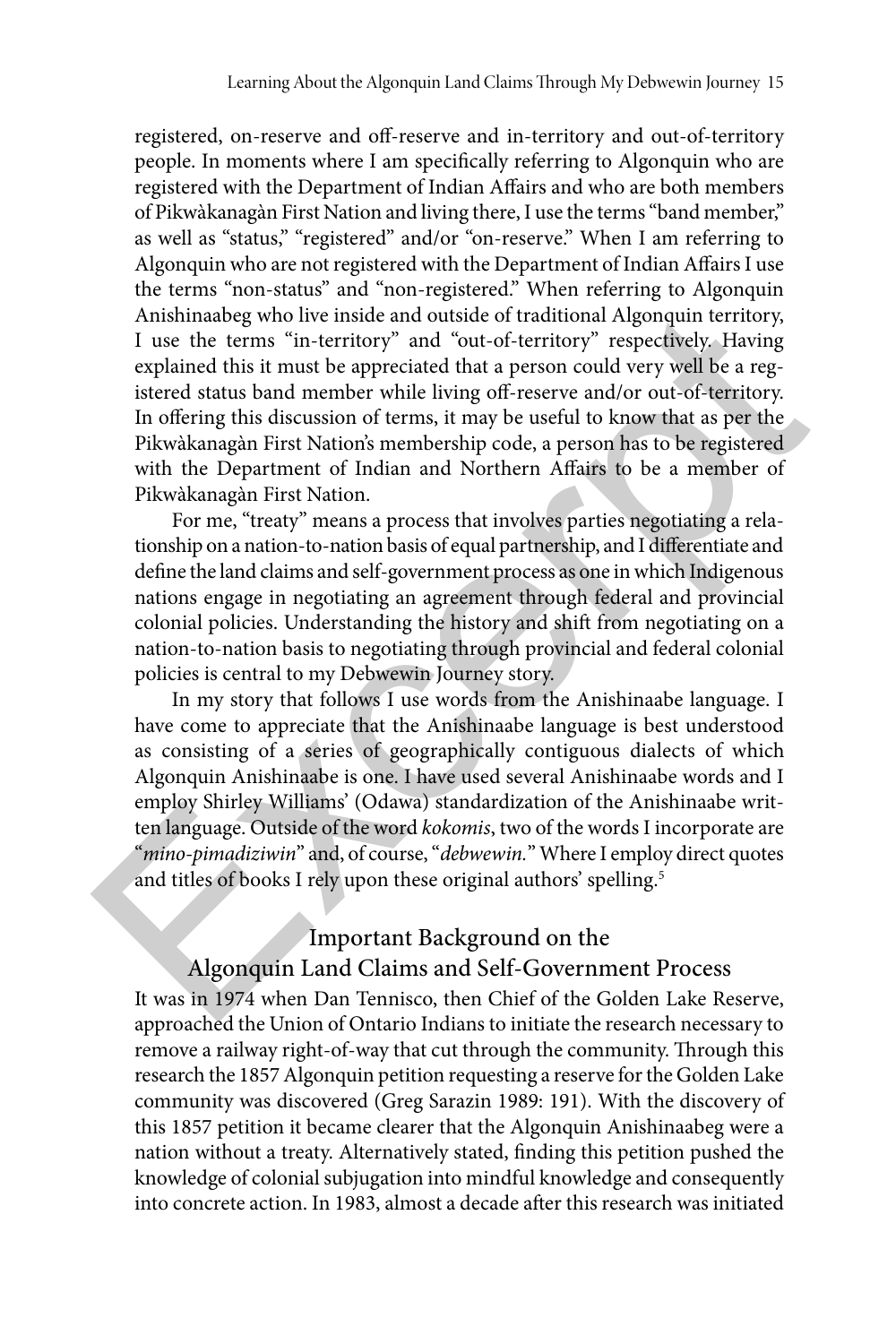registered, on-reserve and off-reserve and in-territory and out-of-territory people. In moments where I am specifically referring to Algonquin who are registered with the Department of Indian Affairs and who are both members of Pikwàkanagàn First Nation and living there, I use the terms "band member," as well as "status," "registered" and/or "on-reserve." When I am referring to Algonquin who are not registered with the Department of Indian Affairs I use the terms "non-status" and "non-registered." When referring to Algonquin Anishinaabeg who live inside and outside of traditional Algonquin territory, I use the terms "in-territory" and "out-of-territory" respectively. Having explained this it must be appreciated that a person could very well be a registered status band member while living off-reserve and/or out-of-territory. In offering this discussion of terms, it may be useful to know that as per the Pikwàkanagàn First Nation's membership code, a person has to be registered with the Department of Indian and Northern Affairs to be a member of Pikwàkanagàn First Nation.

For me, "treaty" means a process that involves parties negotiating a relationship on a nation-to-nation basis of equal partnership, and I differentiate and define the land claims and self-government process as one in which Indigenous nations engage in negotiating an agreement through federal and provincial colonial policies. Understanding the history and shift from negotiating on a nation-to-nation basis to negotiating through provincial and federal colonial policies is central to my Debwewin Journey story.

In my story that follows I use words from the Anishinaabe language. I have come to appreciate that the Anishinaabe language is best understood as consisting of a series of geographically contiguous dialects of which Algonquin Anishinaabe is one. I have used several Anishinaabe words and I employ Shirley Williams' (Odawa) standardization of the Anishinaabe written language. Outside of the word *kokomis*, two of the words I incorporate are "*mino-pimadiziwin*" and, of course, "*debwewin.*" Where I employ direct quotes and titles of books I rely upon these original authors' spelling.[5]

## Important Background on the Algonquin Land Claims and Self-Government Process

It was in 1974 when Dan Tennisco, then Chief of the Golden Lake Reserve, approached the Union of Ontario Indians to initiate the research necessary to remove a railway right-of-way that cut through the community. Through this research the 1857 Algonquin petition requesting a reserve for the Golden Lake community was discovered (Greg Sarazin 1989: 191). With the discovery of this 1857 petition it became clearer that the Algonquin Anishinaabeg were a nation without a treaty. Alternatively stated, finding this petition pushed the knowledge of colonial subjugation into mindful knowledge and consequently into concrete action. In 1983, almost a decade after this research was initiated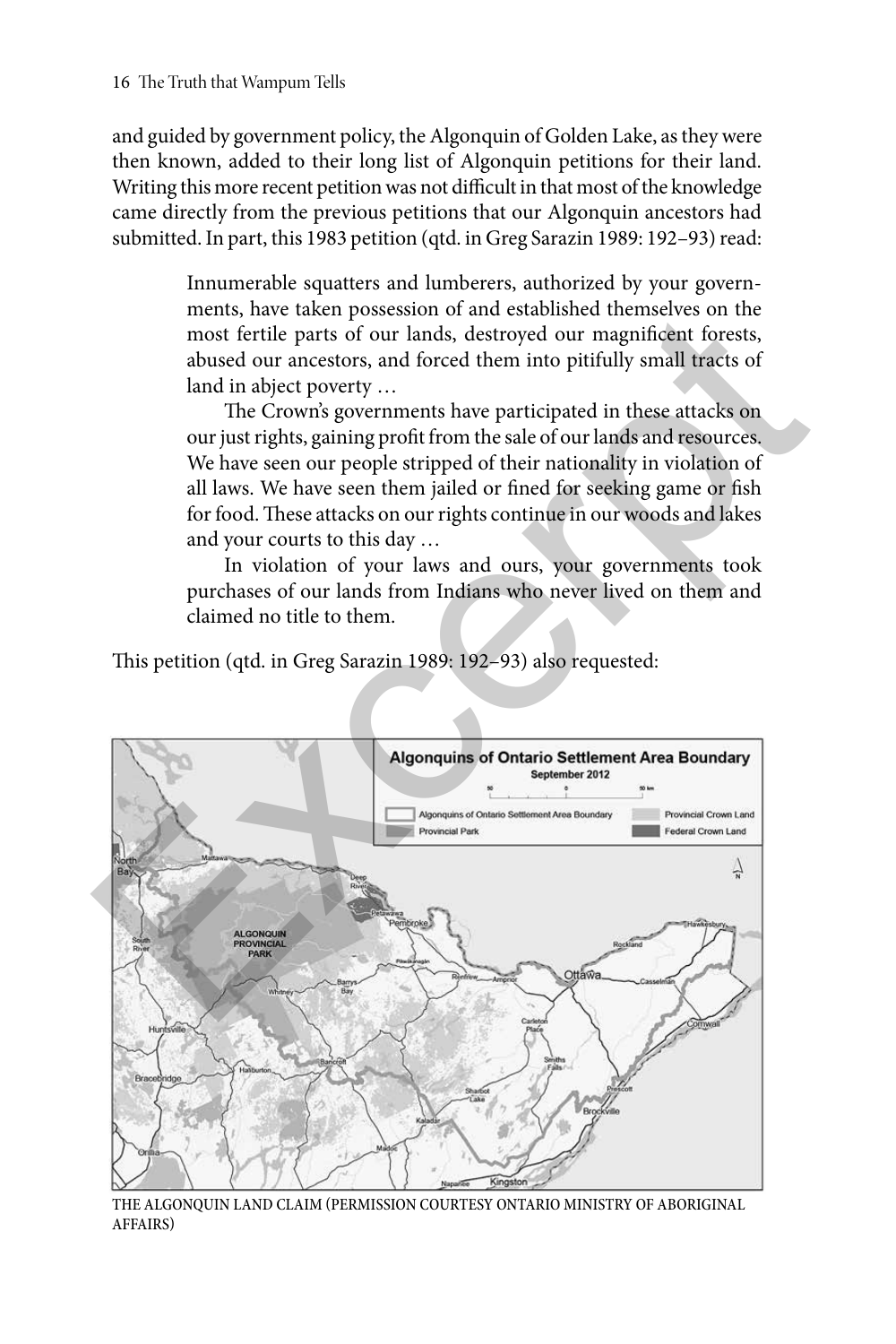and guided by government policy, the Algonquin of Golden Lake, as they were then known, added to their long list of Algonquin petitions for their land. Writing this more recent petition was not difficult in that most of the knowledge came directly from the previous petitions that our Algonquin ancestors had submitted. In part, this 1983 petition (qtd. in Greg Sarazin 1989: 192–93) read:

> Innumerable squatters and lumberers, authorized by your governments, have taken possession of and established themselves on the most fertile parts of our lands, destroyed our magnificent forests, abused our ancestors, and forced them into pitifully small tracts of land in abject poverty …
>
> The Crown's governments have participated in these attacks on our just rights, gaining profit from the sale of our lands and resources. We have seen our people stripped of their nationality in violation of all laws. We have seen them jailed or fined for seeking game or fish for food. These attacks on our rights continue in our woods and lakes and your courts to this day …
>
> In violation of your laws and ours, your governments took purchases of our lands from Indians who never lived on them and claimed no title to them.

This petition (qtd. in Greg Sarazin 1989: 192–93) also requested:

THE ALGONQUIN LAND CLAIM (PERMISSION COURTESY ONTARIO MINISTRY OF ABORIGINAL AFFAIRS)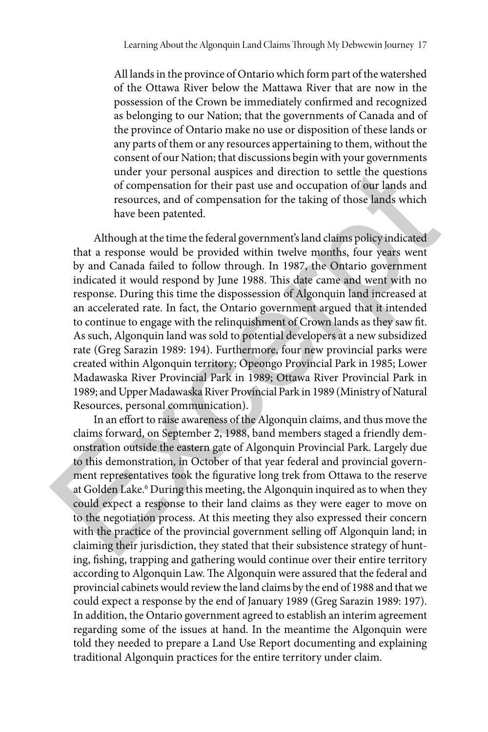All lands in the province of Ontario which form part of the watershed of the Ottawa River below the Mattawa River that are now in the possession of the Crown be immediately confirmed and recognized as belonging to our Nation; that the governments of Canada and of the province of Ontario make no use or disposition of these lands or any parts of them or any resources appertaining to them, without the consent of our Nation; that discussions begin with your governments under your personal auspices and direction to settle the questions of compensation for their past use and occupation of our lands and resources, and of compensation for the taking of those lands which have been patented.

Although at the time the federal government's land claims policy indicated that a response would be provided within twelve months, four years went by and Canada failed to follow through. In 1987, the Ontario government indicated it would respond by June 1988. This date came and went with no response. During this time the dispossession of Algonquin land increased at an accelerated rate. In fact, the Ontario government argued that it intended to continue to engage with the relinquishment of Crown lands as they saw fit. As such, Algonquin land was sold to potential developers at a new subsidized rate (Greg Sarazin 1989: 194). Furthermore, four new provincial parks were created within Algonquin territory: Opeongo Provincial Park in 1985; Lower Madawaska River Provincial Park in 1989; Ottawa River Provincial Park in 1989; and Upper Madawaska River Provincial Park in 1989 (Ministry of Natural Resources, personal communication).

In an effort to raise awareness of the Algonquin claims, and thus move the claims forward, on September 2, 1988, band members staged a friendly demonstration outside the eastern gate of Algonquin Provincial Park. Largely due to this demonstration, in October of that year federal and provincial government representatives took the figurative long trek from Ottawa to the reserve at Golden Lake.[6] During this meeting, the Algonquin inquired as to when they could expect a response to their land claims as they were eager to move on to the negotiation process. At this meeting they also expressed their concern with the practice of the provincial government selling off Algonquin land; in claiming their jurisdiction, they stated that their subsistence strategy of hunting, fishing, trapping and gathering would continue over their entire territory according to Algonquin Law. The Algonquin were assured that the federal and provincial cabinets would review the land claims by the end of 1988 and that we could expect a response by the end of January 1989 (Greg Sarazin 1989: 197). In addition, the Ontario government agreed to establish an interim agreement regarding some of the issues at hand. In the meantime the Algonquin were told they needed to prepare a Land Use Report documenting and explaining traditional Algonquin practices for the entire territory under claim.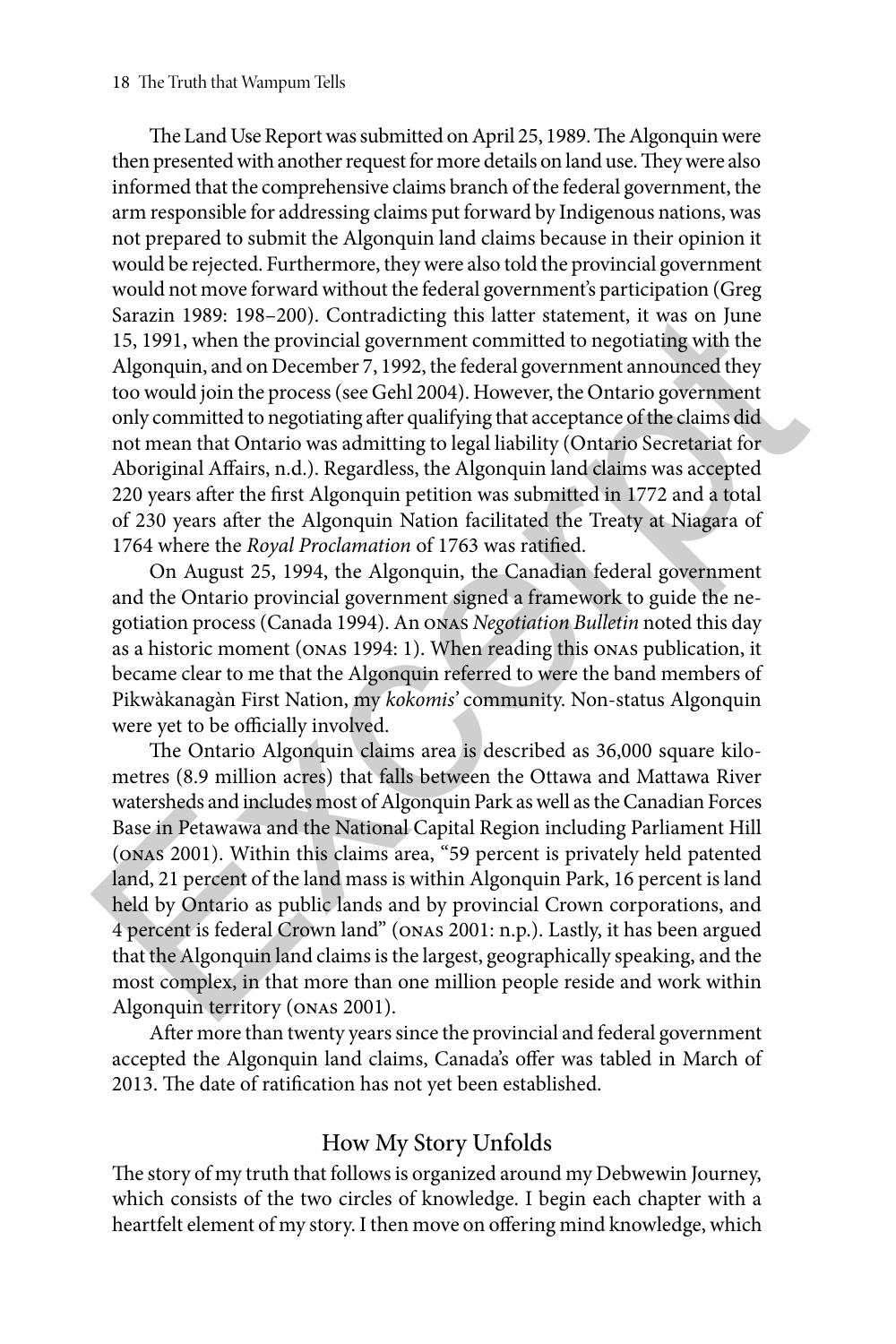The Land Use Report was submitted on April 25, 1989. The Algonquin were then presented with another request for more details on land use. They were also informed that the comprehensive claims branch of the federal government, the arm responsible for addressing claims put forward by Indigenous nations, was not prepared to submit the Algonquin land claims because in their opinion it would be rejected. Furthermore, they were also told the provincial government would not move forward without the federal government's participation (Greg Sarazin 1989: 198–200). Contradicting this latter statement, it was on June 15, 1991, when the provincial government committed to negotiating with the Algonquin, and on December 7, 1992, the federal government announced they too would join the process (see Gehl 2004). However, the Ontario government only committed to negotiating after qualifying that acceptance of the claims did not mean that Ontario was admitting to legal liability (Ontario Secretariat for Aboriginal Affairs, n.d.). Regardless, the Algonquin land claims was accepted 220 years after the first Algonquin petition was submitted in 1772 and a total of 230 years after the Algonquin Nation facilitated the Treaty at Niagara of 1764 where the *Royal Proclamation* of 1763 was ratified.

On August 25, 1994, the Algonquin, the Canadian federal government and the Ontario provincial government signed a framework to guide the negotiation process (Canada 1994). An ONAS *Negotiation Bulletin* noted this day as a historic moment (ONAS 1994: 1). When reading this ONAS publication, it became clear to me that the Algonquin referred to were the band members of Pikwàkanagàn First Nation, my *kokomis'* community. Non-status Algonquin were yet to be officially involved.

The Ontario Algonquin claims area is described as 36,000 square kilometres (8.9 million acres) that falls between the Ottawa and Mattawa River watersheds and includes most of Algonquin Park as well as the Canadian Forces Base in Petawawa and the National Capital Region including Parliament Hill (ONAS 2001). Within this claims area, "59 percent is privately held patented land, 21 percent of the land mass is within Algonquin Park, 16 percent is land held by Ontario as public lands and by provincial Crown corporations, and 4 percent is federal Crown land" (ONAS 2001: n.p.). Lastly, it has been argued that the Algonquin land claims is the largest, geographically speaking, and the most complex, in that more than one million people reside and work within Algonquin territory (ONAS 2001).

After more than twenty years since the provincial and federal government accepted the Algonquin land claims, Canada's offer was tabled in March of 2013. The date of ratification has not yet been established.

## How My Story Unfolds

The story of my truth that follows is organized around my Debwewin Journey, which consists of the two circles of knowledge. I begin each chapter with a heartfelt element of my story. I then move on offering mind knowledge, which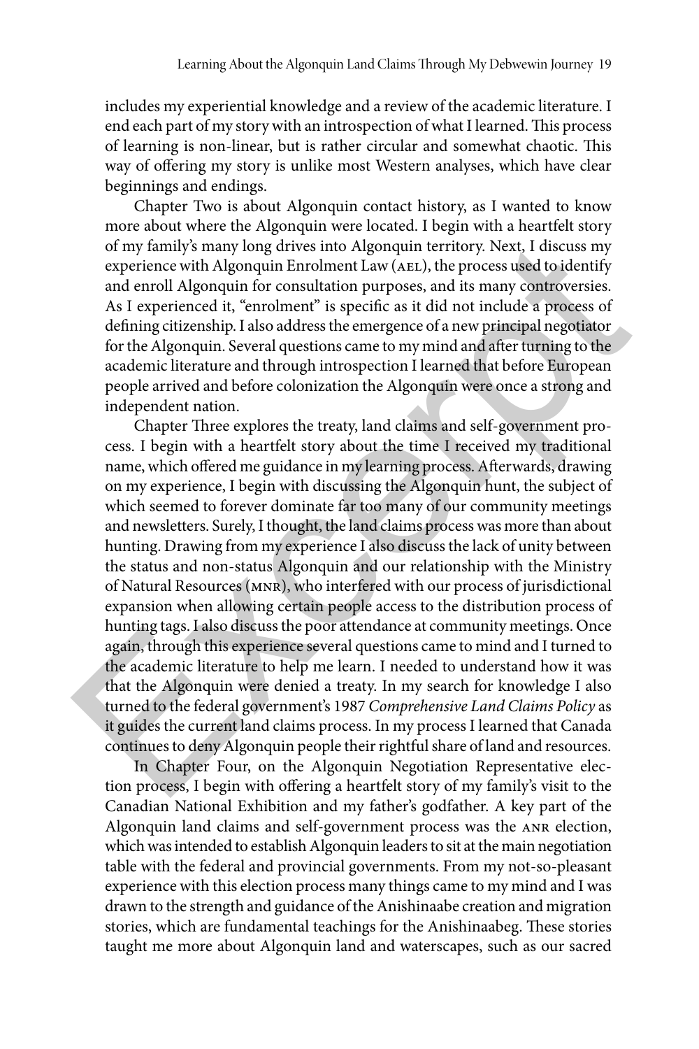includes my experiential knowledge and a review of the academic literature. I end each part of my story with an introspection of what I learned. This process of learning is non-linear, but is rather circular and somewhat chaotic. This way of offering my story is unlike most Western analyses, which have clear beginnings and endings.

Chapter Two is about Algonquin contact history, as I wanted to know more about where the Algonquin were located. I begin with a heartfelt story of my family's many long drives into Algonquin territory. Next, I discuss my experience with Algonquin Enrolment Law (AEL), the process used to identify and enroll Algonquin for consultation purposes, and its many controversies. As I experienced it, "enrolment" is specific as it did not include a process of defining citizenship. I also address the emergence of a new principal negotiator for the Algonquin. Several questions came to my mind and after turning to the academic literature and through introspection I learned that before European people arrived and before colonization the Algonquin were once a strong and independent nation.

Chapter Three explores the treaty, land claims and self-government process. I begin with a heartfelt story about the time I received my traditional name, which offered me guidance in my learning process. Afterwards, drawing on my experience, I begin with discussing the Algonquin hunt, the subject of which seemed to forever dominate far too many of our community meetings and newsletters. Surely, I thought, the land claims process was more than about hunting. Drawing from my experience I also discuss the lack of unity between the status and non-status Algonquin and our relationship with the Ministry of Natural Resources (MNR), who interfered with our process of jurisdictional expansion when allowing certain people access to the distribution process of hunting tags. I also discuss the poor attendance at community meetings. Once again, through this experience several questions came to mind and I turned to the academic literature to help me learn. I needed to understand how it was that the Algonquin were denied a treaty. In my search for knowledge I also turned to the federal government's 1987 *Comprehensive Land Claims Policy* as it guides the current land claims process. In my process I learned that Canada continues to deny Algonquin people their rightful share of land and resources.

In Chapter Four, on the Algonquin Negotiation Representative election process, I begin with offering a heartfelt story of my family's visit to the Canadian National Exhibition and my father's godfather. A key part of the Algonquin land claims and self-government process was the ANR election, which was intended to establish Algonquin leaders to sit at the main negotiation table with the federal and provincial governments. From my not-so-pleasant experience with this election process many things came to my mind and I was drawn to the strength and guidance of the Anishinaabe creation and migration stories, which are fundamental teachings for the Anishinaabeg. These stories taught me more about Algonquin land and waterscapes, such as our sacred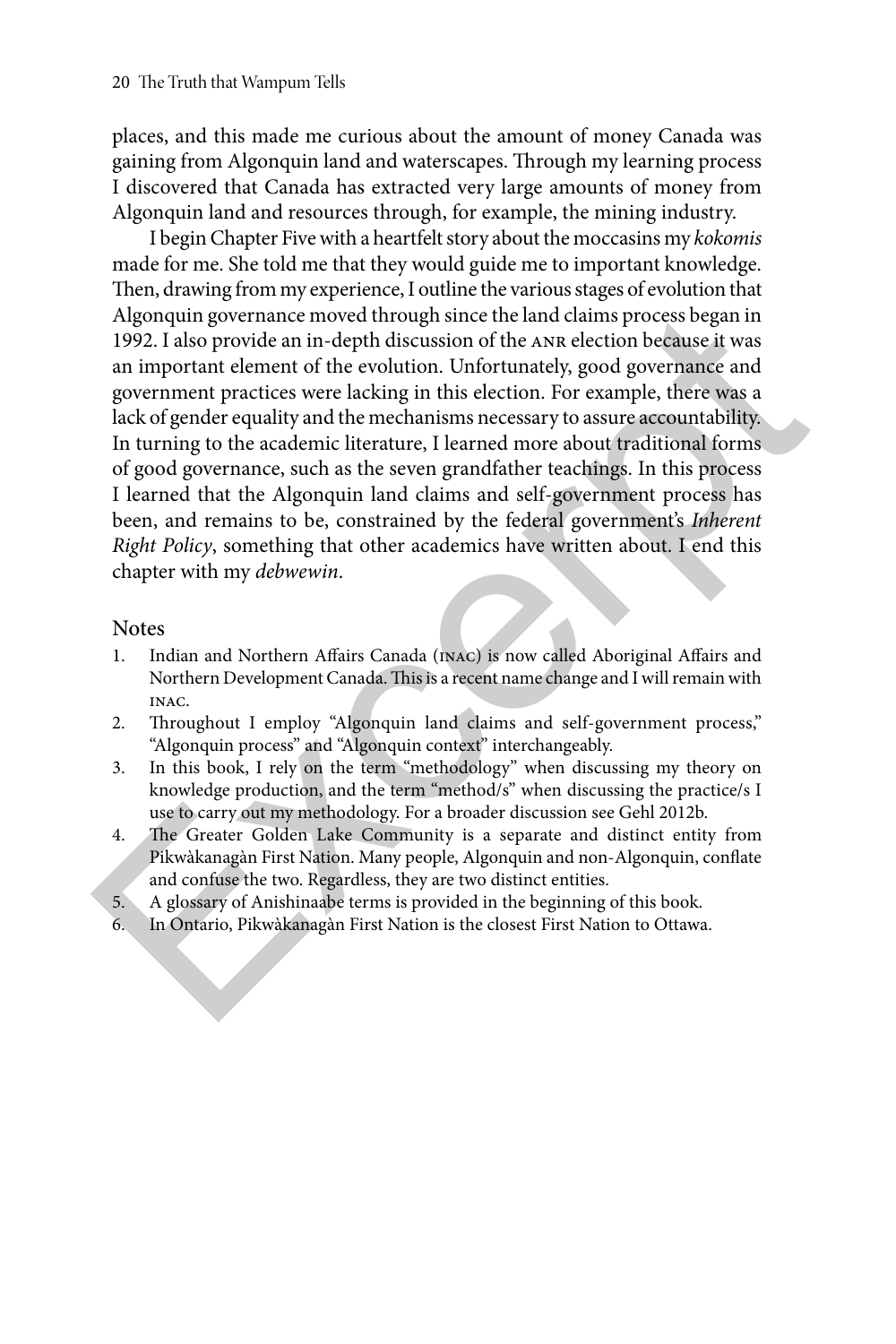places, and this made me curious about the amount of money Canada was gaining from Algonquin land and waterscapes. Through my learning process I discovered that Canada has extracted very large amounts of money from Algonquin land and resources through, for example, the mining industry.

I begin Chapter Five with a heartfelt story about the moccasins my *kokomis* made for me. She told me that they would guide me to important knowledge. Then, drawing from my experience, I outline the various stages of evolution that Algonquin governance moved through since the land claims process began in 1992. I also provide an in-depth discussion of the ANR election because it was an important element of the evolution. Unfortunately, good governance and government practices were lacking in this election. For example, there was a lack of gender equality and the mechanisms necessary to assure accountability. In turning to the academic literature, I learned more about traditional forms of good governance, such as the seven grandfather teachings. In this process I learned that the Algonquin land claims and self-government process has been, and remains to be, constrained by the federal government's *Inherent Right Policy*, something that other academics have written about. I end this chapter with my *debwewin*.

## Notes

1. Indian and Northern Affairs Canada (INAC) is now called Aboriginal Affairs and Northern Development Canada. This is a recent name change and I will remain with INAC.
2. Throughout I employ "Algonquin land claims and self-government process," "Algonquin process" and "Algonquin context" interchangeably.
3. In this book, I rely on the term "methodology" when discussing my theory on knowledge production, and the term "method/s" when discussing the practice/s I use to carry out my methodology. For a broader discussion see Gehl 2012b.
4. The Greater Golden Lake Community is a separate and distinct entity from Pikwàkanagàn First Nation. Many people, Algonquin and non-Algonquin, conflate and confuse the two. Regardless, they are two distinct entities.
5. A glossary of Anishinaabe terms is provided in the beginning of this book.
6. In Ontario, Pikwàkanagàn First Nation is the closest First Nation to Ottawa.